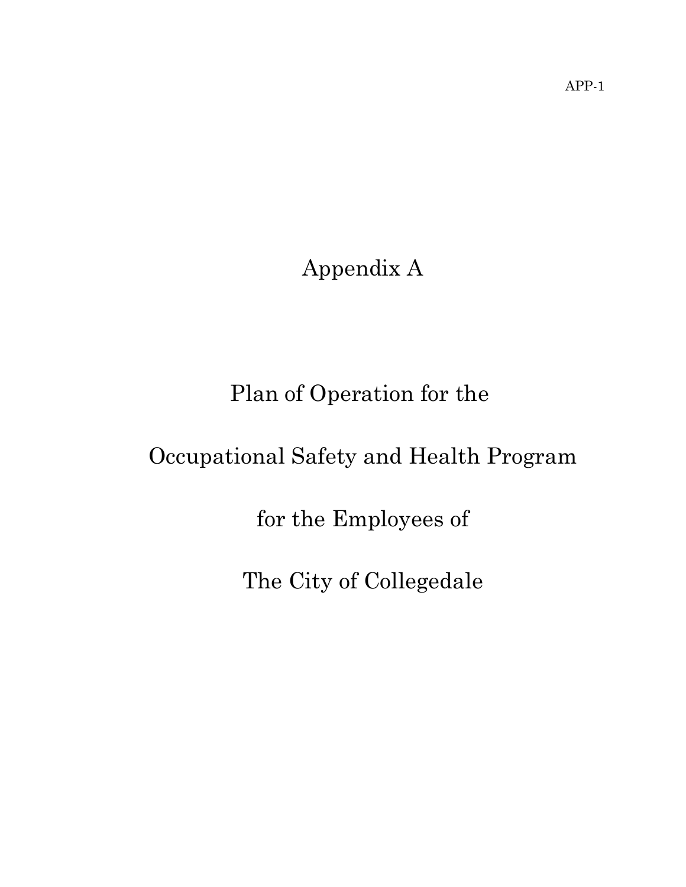# Appendix A

# Plan of Operation for the

# Occupational Safety and Health Program

# for the Employees of

# The City of Collegedale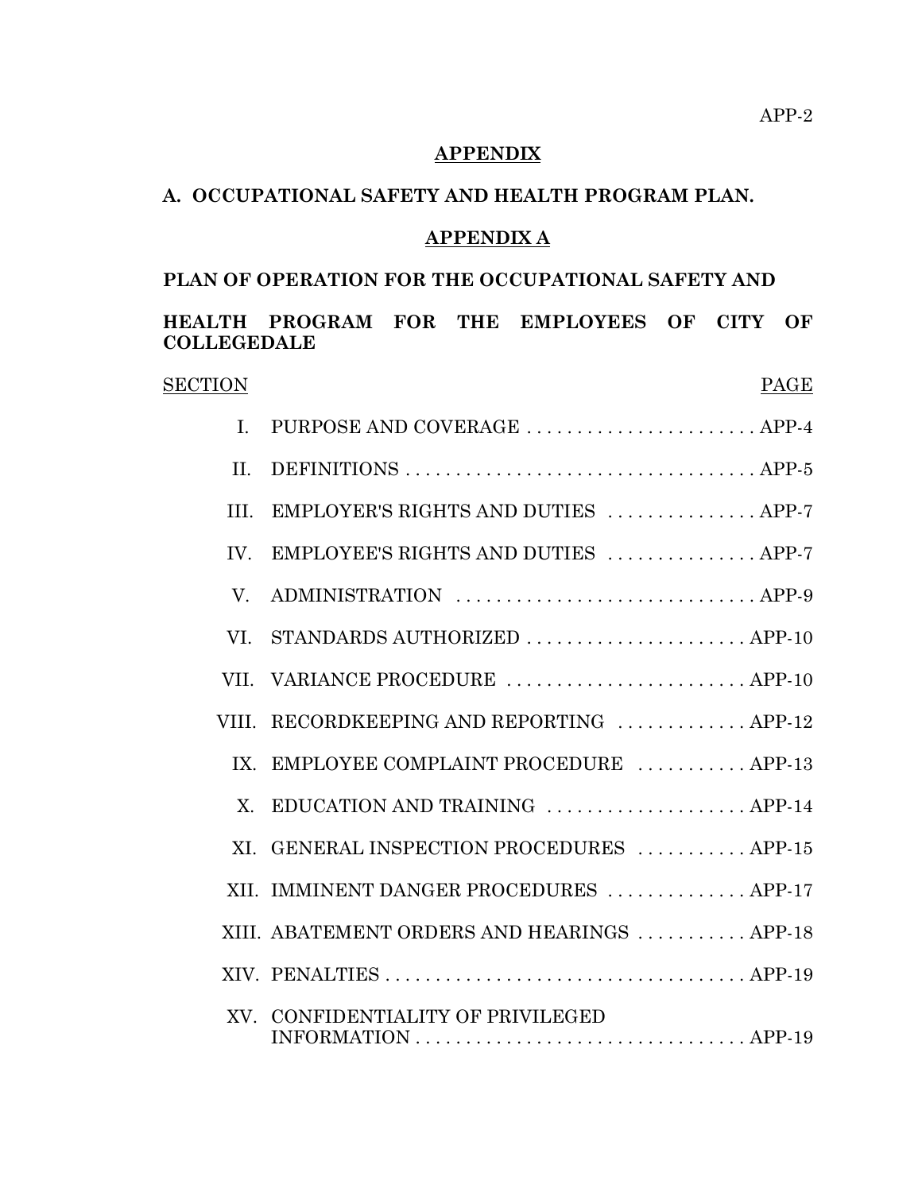## APPENDIX

## A. OCCUPATIONAL SAFETY AND HEALTH PROGRAM PLAN.

## APPENDIX A

## PLAN OF OPERATION FOR THE OCCUPATIONAL SAFETY AND HEALTH PROGRAM FOR THE EMPLOYEES OF CITY OF COLLEGEDALE

| SECTION | | PAGE |
|---|---|---|
| I. | PURPOSE AND COVERAGE | APP-4 |
| II. | DEFINITIONS | APP-5 |
| III. | EMPLOYER'S RIGHTS AND DUTIES | APP-7 |
| IV. | EMPLOYEE'S RIGHTS AND DUTIES | APP-7 |
| V. | ADMINISTRATION | APP-9 |
| VI. | STANDARDS AUTHORIZED | APP-10 |
| VII. | VARIANCE PROCEDURE | APP-10 |
| VIII. | RECORDKEEPING AND REPORTING | APP-12 |
| IX. | EMPLOYEE COMPLAINT PROCEDURE | APP-13 |
| X. | EDUCATION AND TRAINING | APP-14 |
| XI. | GENERAL INSPECTION PROCEDURES | APP-15 |
| XII. | IMMINENT DANGER PROCEDURES | APP-17 |
| XIII. | ABATEMENT ORDERS AND HEARINGS | APP-18 |
| XIV. | PENALTIES | APP-19 |
| XV. | CONFIDENTIALITY OF PRIVILEGED INFORMATION | APP-19 |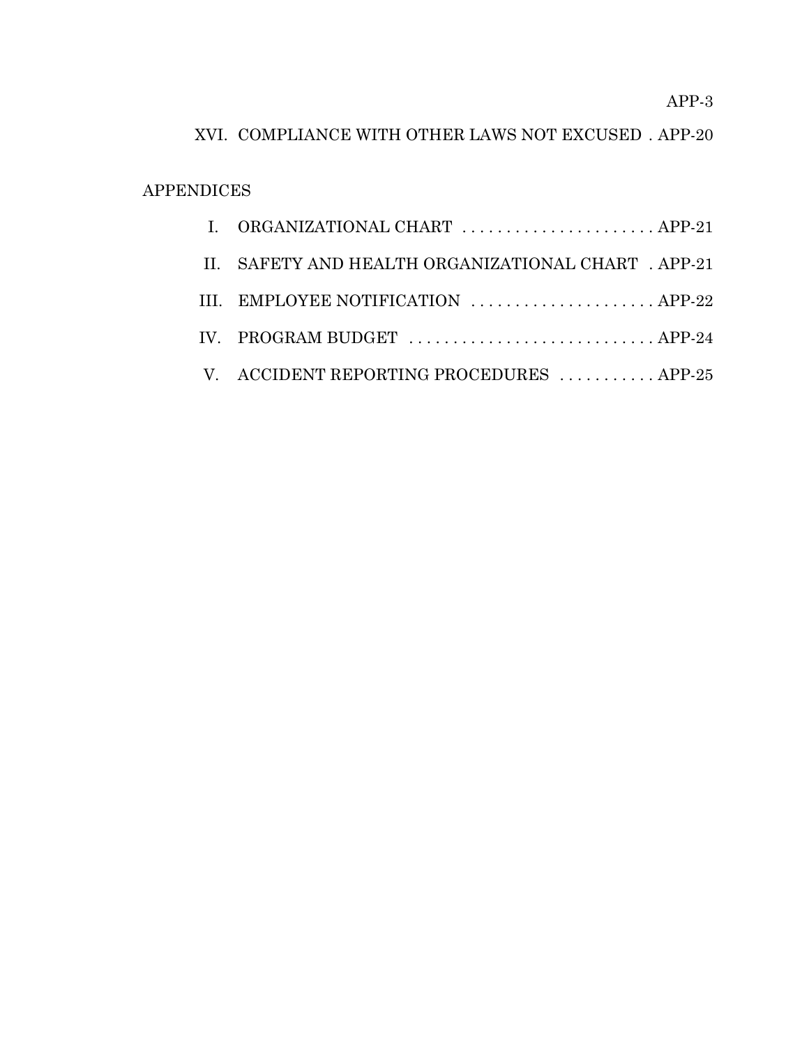XVI. COMPLIANCE WITH OTHER LAWS NOT EXCUSED . APP-20

APPENDICES

- I. ORGANIZATIONAL CHART . . . . . . . . . . . . . . . . . . . . . . APP-21
- II. SAFETY AND HEALTH ORGANIZATIONAL CHART . APP-21
- III. EMPLOYEE NOTIFICATION . . . . . . . . . . . . . . . . . . . . . APP-22
- IV. PROGRAM BUDGET . . . . . . . . . . . . . . . . . . . . . . . . . . . . APP-24
- V. ACCIDENT REPORTING PROCEDURES . . . . . . . . . . . APP-25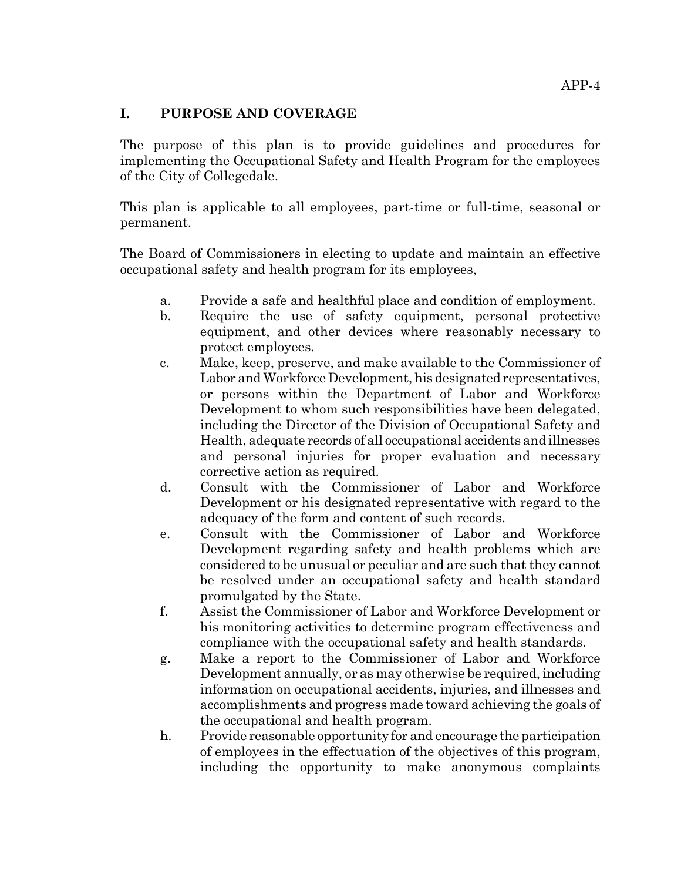## I. PURPOSE AND COVERAGE

The purpose of this plan is to provide guidelines and procedures for implementing the Occupational Safety and Health Program for the employees of the City of Collegedale.

This plan is applicable to all employees, part-time or full-time, seasonal or permanent.

The Board of Commissioners in electing to update and maintain an effective occupational safety and health program for its employees,

a. Provide a safe and healthful place and condition of employment.
b. Require the use of safety equipment, personal protective equipment, and other devices where reasonably necessary to protect employees.
c. Make, keep, preserve, and make available to the Commissioner of Labor and Workforce Development, his designated representatives, or persons within the Department of Labor and Workforce Development to whom such responsibilities have been delegated, including the Director of the Division of Occupational Safety and Health, adequate records of all occupational accidents and illnesses and personal injuries for proper evaluation and necessary corrective action as required.
d. Consult with the Commissioner of Labor and Workforce Development or his designated representative with regard to the adequacy of the form and content of such records.
e. Consult with the Commissioner of Labor and Workforce Development regarding safety and health problems which are considered to be unusual or peculiar and are such that they cannot be resolved under an occupational safety and health standard promulgated by the State.
f. Assist the Commissioner of Labor and Workforce Development or his monitoring activities to determine program effectiveness and compliance with the occupational safety and health standards.
g. Make a report to the Commissioner of Labor and Workforce Development annually, or as may otherwise be required, including information on occupational accidents, injuries, and illnesses and accomplishments and progress made toward achieving the goals of the occupational and health program.
h. Provide reasonable opportunity for and encourage the participation of employees in the effectuation of the objectives of this program, including the opportunity to make anonymous complaints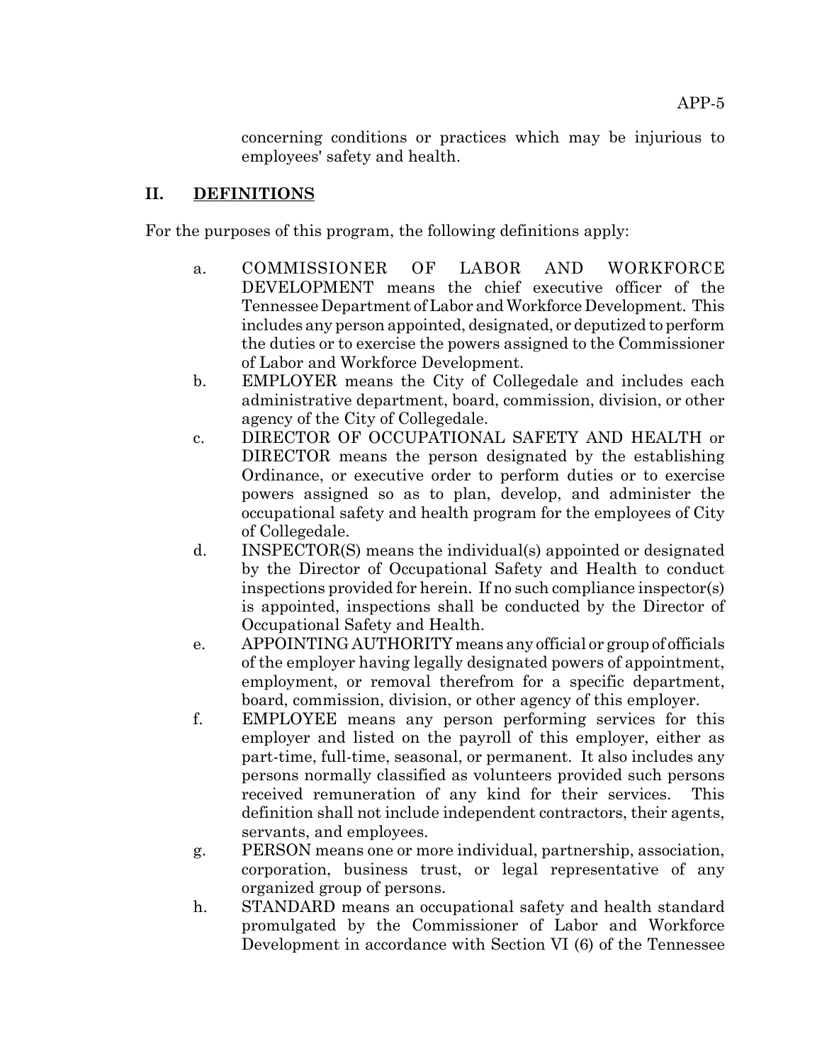concerning conditions or practices which may be injurious to employees' safety and health.

## II. DEFINITIONS

For the purposes of this program, the following definitions apply:

a. COMMISSIONER OF LABOR AND WORKFORCE DEVELOPMENT means the chief executive officer of the Tennessee Department of Labor and Workforce Development. This includes any person appointed, designated, or deputized to perform the duties or to exercise the powers assigned to the Commissioner of Labor and Workforce Development.

b. EMPLOYER means the City of Collegedale and includes each administrative department, board, commission, division, or other agency of the City of Collegedale.

c. DIRECTOR OF OCCUPATIONAL SAFETY AND HEALTH or DIRECTOR means the person designated by the establishing Ordinance, or executive order to perform duties or to exercise powers assigned so as to plan, develop, and administer the occupational safety and health program for the employees of City of Collegedale.

d. INSPECTOR(S) means the individual(s) appointed or designated by the Director of Occupational Safety and Health to conduct inspections provided for herein. If no such compliance inspector(s) is appointed, inspections shall be conducted by the Director of Occupational Safety and Health.

e. APPOINTING AUTHORITY means any official or group of officials of the employer having legally designated powers of appointment, employment, or removal therefrom for a specific department, board, commission, division, or other agency of this employer.

f. EMPLOYEE means any person performing services for this employer and listed on the payroll of this employer, either as part-time, full-time, seasonal, or permanent. It also includes any persons normally classified as volunteers provided such persons received remuneration of any kind for their services. This definition shall not include independent contractors, their agents, servants, and employees.

g. PERSON means one or more individual, partnership, association, corporation, business trust, or legal representative of any organized group of persons.

h. STANDARD means an occupational safety and health standard promulgated by the Commissioner of Labor and Workforce Development in accordance with Section VI (6) of the Tennessee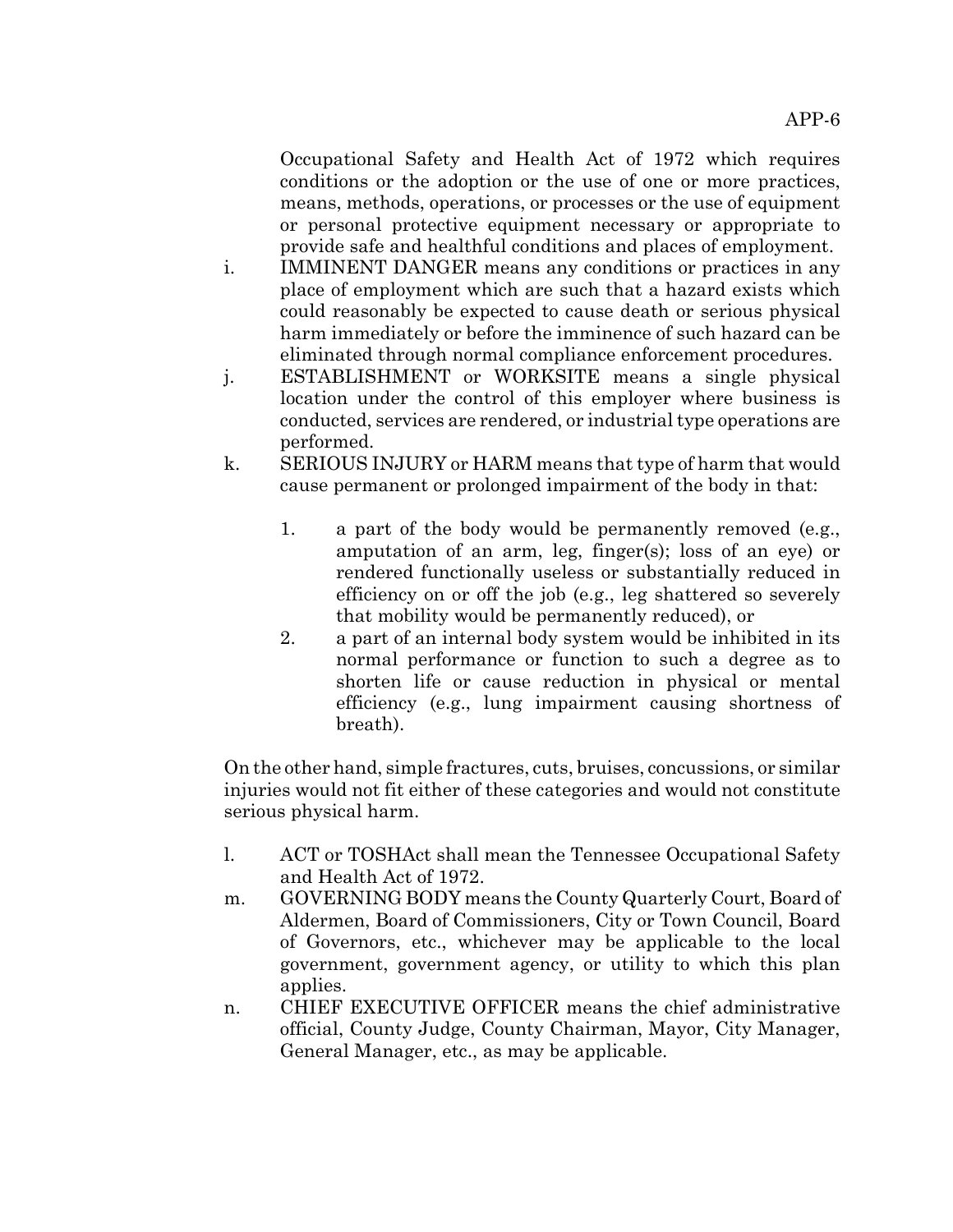Occupational Safety and Health Act of 1972 which requires conditions or the adoption or the use of one or more practices, means, methods, operations, or processes or the use of equipment or personal protective equipment necessary or appropriate to provide safe and healthful conditions and places of employment.

i. IMMINENT DANGER means any conditions or practices in any place of employment which are such that a hazard exists which could reasonably be expected to cause death or serious physical harm immediately or before the imminence of such hazard can be eliminated through normal compliance enforcement procedures.

j. ESTABLISHMENT or WORKSITE means a single physical location under the control of this employer where business is conducted, services are rendered, or industrial type operations are performed.

k. SERIOUS INJURY or HARM means that type of harm that would cause permanent or prolonged impairment of the body in that:

   1. a part of the body would be permanently removed (e.g., amputation of an arm, leg, finger(s); loss of an eye) or rendered functionally useless or substantially reduced in efficiency on or off the job (e.g., leg shattered so severely that mobility would be permanently reduced), or
   2. a part of an internal body system would be inhibited in its normal performance or function to such a degree as to shorten life or cause reduction in physical or mental efficiency (e.g., lung impairment causing shortness of breath).

On the other hand, simple fractures, cuts, bruises, concussions, or similar injuries would not fit either of these categories and would not constitute serious physical harm.

l. ACT or TOSHAct shall mean the Tennessee Occupational Safety and Health Act of 1972.

m. GOVERNING BODY means the County Quarterly Court, Board of Aldermen, Board of Commissioners, City or Town Council, Board of Governors, etc., whichever may be applicable to the local government, government agency, or utility to which this plan applies.

n. CHIEF EXECUTIVE OFFICER means the chief administrative official, County Judge, County Chairman, Mayor, City Manager, General Manager, etc., as may be applicable.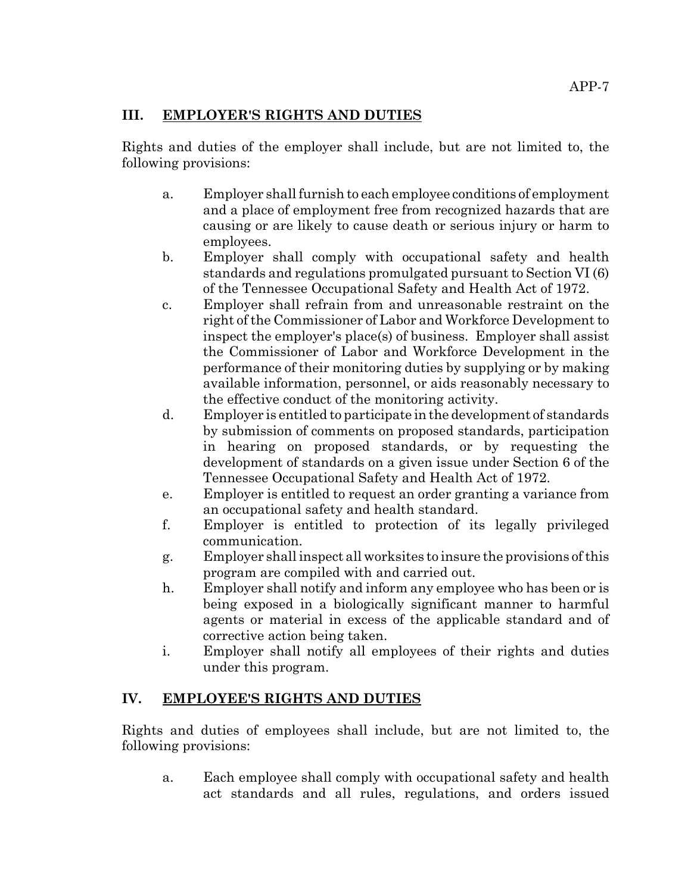## III. EMPLOYER'S RIGHTS AND DUTIES

Rights and duties of the employer shall include, but are not limited to, the following provisions:

a. Employer shall furnish to each employee conditions of employment and a place of employment free from recognized hazards that are causing or are likely to cause death or serious injury or harm to employees.

b. Employer shall comply with occupational safety and health standards and regulations promulgated pursuant to Section VI (6) of the Tennessee Occupational Safety and Health Act of 1972.

c. Employer shall refrain from and unreasonable restraint on the right of the Commissioner of Labor and Workforce Development to inspect the employer's place(s) of business. Employer shall assist the Commissioner of Labor and Workforce Development in the performance of their monitoring duties by supplying or by making available information, personnel, or aids reasonably necessary to the effective conduct of the monitoring activity.

d. Employer is entitled to participate in the development of standards by submission of comments on proposed standards, participation in hearing on proposed standards, or by requesting the development of standards on a given issue under Section 6 of the Tennessee Occupational Safety and Health Act of 1972.

e. Employer is entitled to request an order granting a variance from an occupational safety and health standard.

f. Employer is entitled to protection of its legally privileged communication.

g. Employer shall inspect all worksites to insure the provisions of this program are compiled with and carried out.

h. Employer shall notify and inform any employee who has been or is being exposed in a biologically significant manner to harmful agents or material in excess of the applicable standard and of corrective action being taken.

i. Employer shall notify all employees of their rights and duties under this program.

## IV. EMPLOYEE'S RIGHTS AND DUTIES

Rights and duties of employees shall include, but are not limited to, the following provisions:

a. Each employee shall comply with occupational safety and health act standards and all rules, regulations, and orders issued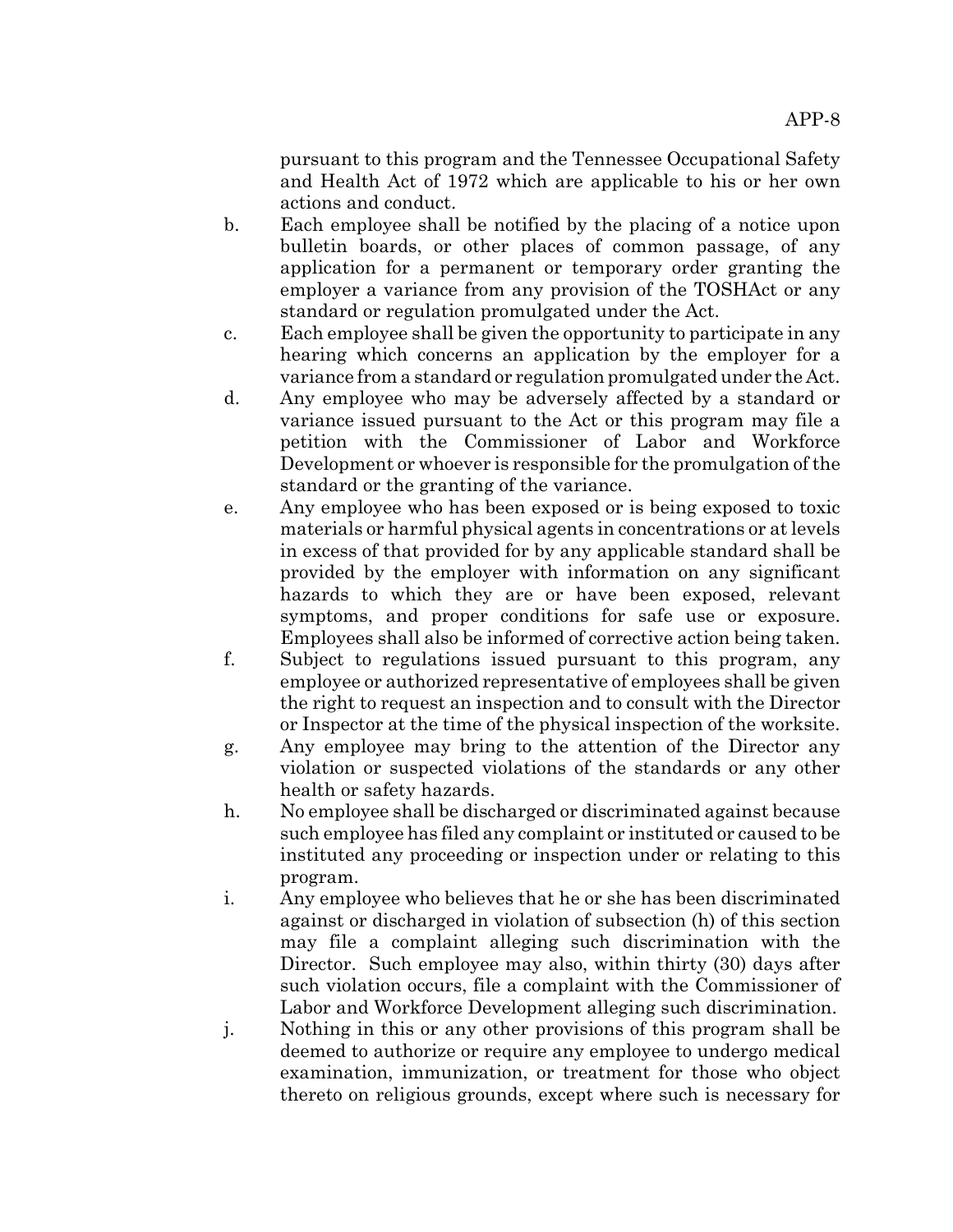pursuant to this program and the Tennessee Occupational Safety and Health Act of 1972 which are applicable to his or her own actions and conduct.

b. Each employee shall be notified by the placing of a notice upon bulletin boards, or other places of common passage, of any application for a permanent or temporary order granting the employer a variance from any provision of the TOSHAct or any standard or regulation promulgated under the Act.

c. Each employee shall be given the opportunity to participate in any hearing which concerns an application by the employer for a variance from a standard or regulation promulgated under the Act.

d. Any employee who may be adversely affected by a standard or variance issued pursuant to the Act or this program may file a petition with the Commissioner of Labor and Workforce Development or whoever is responsible for the promulgation of the standard or the granting of the variance.

e. Any employee who has been exposed or is being exposed to toxic materials or harmful physical agents in concentrations or at levels in excess of that provided for by any applicable standard shall be provided by the employer with information on any significant hazards to which they are or have been exposed, relevant symptoms, and proper conditions for safe use or exposure. Employees shall also be informed of corrective action being taken.

f. Subject to regulations issued pursuant to this program, any employee or authorized representative of employees shall be given the right to request an inspection and to consult with the Director or Inspector at the time of the physical inspection of the worksite.

g. Any employee may bring to the attention of the Director any violation or suspected violations of the standards or any other health or safety hazards.

h. No employee shall be discharged or discriminated against because such employee has filed any complaint or instituted or caused to be instituted any proceeding or inspection under or relating to this program.

i. Any employee who believes that he or she has been discriminated against or discharged in violation of subsection (h) of this section may file a complaint alleging such discrimination with the Director. Such employee may also, within thirty (30) days after such violation occurs, file a complaint with the Commissioner of Labor and Workforce Development alleging such discrimination.

j. Nothing in this or any other provisions of this program shall be deemed to authorize or require any employee to undergo medical examination, immunization, or treatment for those who object thereto on religious grounds, except where such is necessary for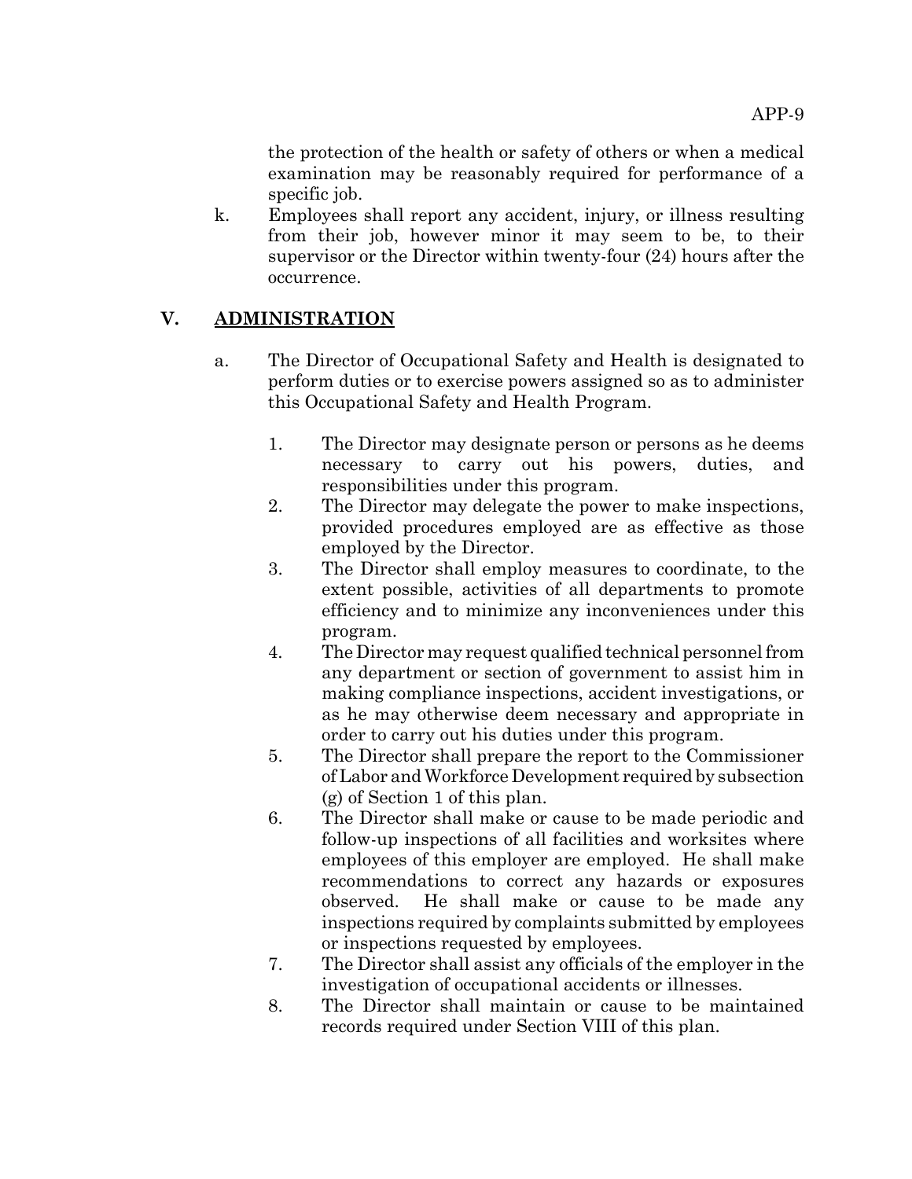the protection of the health or safety of others or when a medical examination may be reasonably required for performance of a specific job.

k. Employees shall report any accident, injury, or illness resulting from their job, however minor it may seem to be, to their supervisor or the Director within twenty-four (24) hours after the occurrence.

## V. ADMINISTRATION

a. The Director of Occupational Safety and Health is designated to perform duties or to exercise powers assigned so as to administer this Occupational Safety and Health Program.

   1. The Director may designate person or persons as he deems necessary to carry out his powers, duties, and responsibilities under this program.
   2. The Director may delegate the power to make inspections, provided procedures employed are as effective as those employed by the Director.
   3. The Director shall employ measures to coordinate, to the extent possible, activities of all departments to promote efficiency and to minimize any inconveniences under this program.
   4. The Director may request qualified technical personnel from any department or section of government to assist him in making compliance inspections, accident investigations, or as he may otherwise deem necessary and appropriate in order to carry out his duties under this program.
   5. The Director shall prepare the report to the Commissioner of Labor and Workforce Development required by subsection (g) of Section 1 of this plan.
   6. The Director shall make or cause to be made periodic and follow-up inspections of all facilities and worksites where employees of this employer are employed. He shall make recommendations to correct any hazards or exposures observed. He shall make or cause to be made any inspections required by complaints submitted by employees or inspections requested by employees.
   7. The Director shall assist any officials of the employer in the investigation of occupational accidents or illnesses.
   8. The Director shall maintain or cause to be maintained records required under Section VIII of this plan.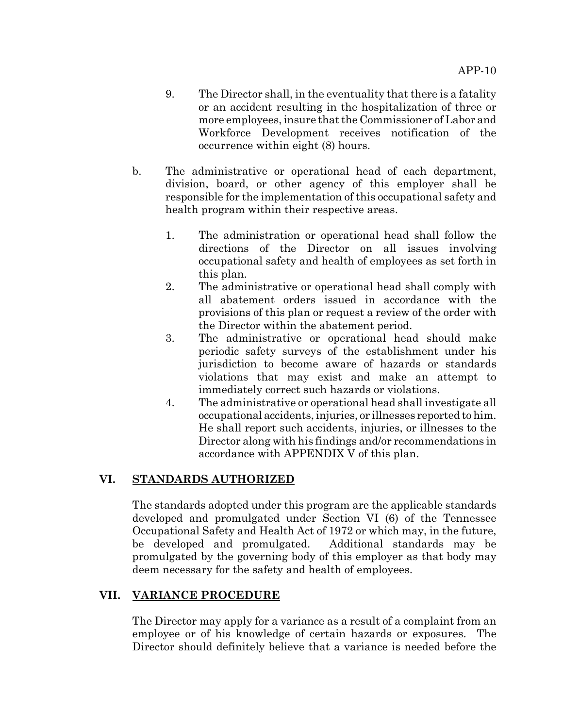9. The Director shall, in the eventuality that there is a fatality or an accident resulting in the hospitalization of three or more employees, insure that the Commissioner of Labor and Workforce Development receives notification of the occurrence within eight (8) hours.

b. The administrative or operational head of each department, division, board, or other agency of this employer shall be responsible for the implementation of this occupational safety and health program within their respective areas.

   1. The administration or operational head shall follow the directions of the Director on all issues involving occupational safety and health of employees as set forth in this plan.
   2. The administrative or operational head shall comply with all abatement orders issued in accordance with the provisions of this plan or request a review of the order with the Director within the abatement period.
   3. The administrative or operational head should make periodic safety surveys of the establishment under his jurisdiction to become aware of hazards or standards violations that may exist and make an attempt to immediately correct such hazards or violations.
   4. The administrative or operational head shall investigate all occupational accidents, injuries, or illnesses reported to him. He shall report such accidents, injuries, or illnesses to the Director along with his findings and/or recommendations in accordance with APPENDIX V of this plan.

## VI. <u>STANDARDS AUTHORIZED</u>

The standards adopted under this program are the applicable standards developed and promulgated under Section VI (6) of the Tennessee Occupational Safety and Health Act of 1972 or which may, in the future, be developed and promulgated. Additional standards may be promulgated by the governing body of this employer as that body may deem necessary for the safety and health of employees.

## VII. <u>VARIANCE PROCEDURE</u>

The Director may apply for a variance as a result of a complaint from an employee or of his knowledge of certain hazards or exposures. The Director should definitely believe that a variance is needed before the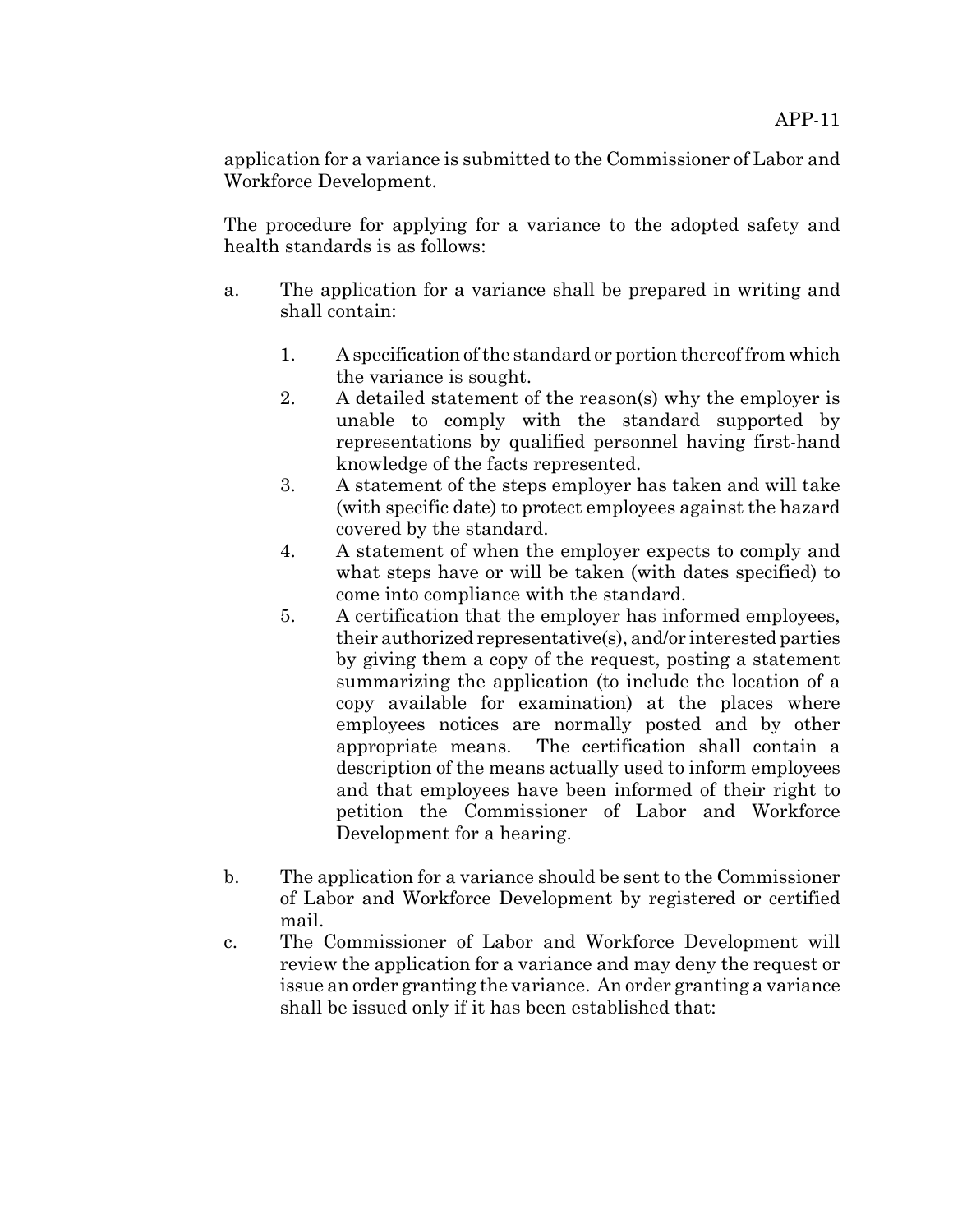application for a variance is submitted to the Commissioner of Labor and Workforce Development.

The procedure for applying for a variance to the adopted safety and health standards is as follows:

a. The application for a variance shall be prepared in writing and shall contain:

    1. A specification of the standard or portion thereof from which the variance is sought.
    2. A detailed statement of the reason(s) why the employer is unable to comply with the standard supported by representations by qualified personnel having first-hand knowledge of the facts represented.
    3. A statement of the steps employer has taken and will take (with specific date) to protect employees against the hazard covered by the standard.
    4. A statement of when the employer expects to comply and what steps have or will be taken (with dates specified) to come into compliance with the standard.
    5. A certification that the employer has informed employees, their authorized representative(s), and/or interested parties by giving them a copy of the request, posting a statement summarizing the application (to include the location of a copy available for examination) at the places where employees notices are normally posted and by other appropriate means. The certification shall contain a description of the means actually used to inform employees and that employees have been informed of their right to petition the Commissioner of Labor and Workforce Development for a hearing.

b. The application for a variance should be sent to the Commissioner of Labor and Workforce Development by registered or certified mail.

c. The Commissioner of Labor and Workforce Development will review the application for a variance and may deny the request or issue an order granting the variance. An order granting a variance shall be issued only if it has been established that: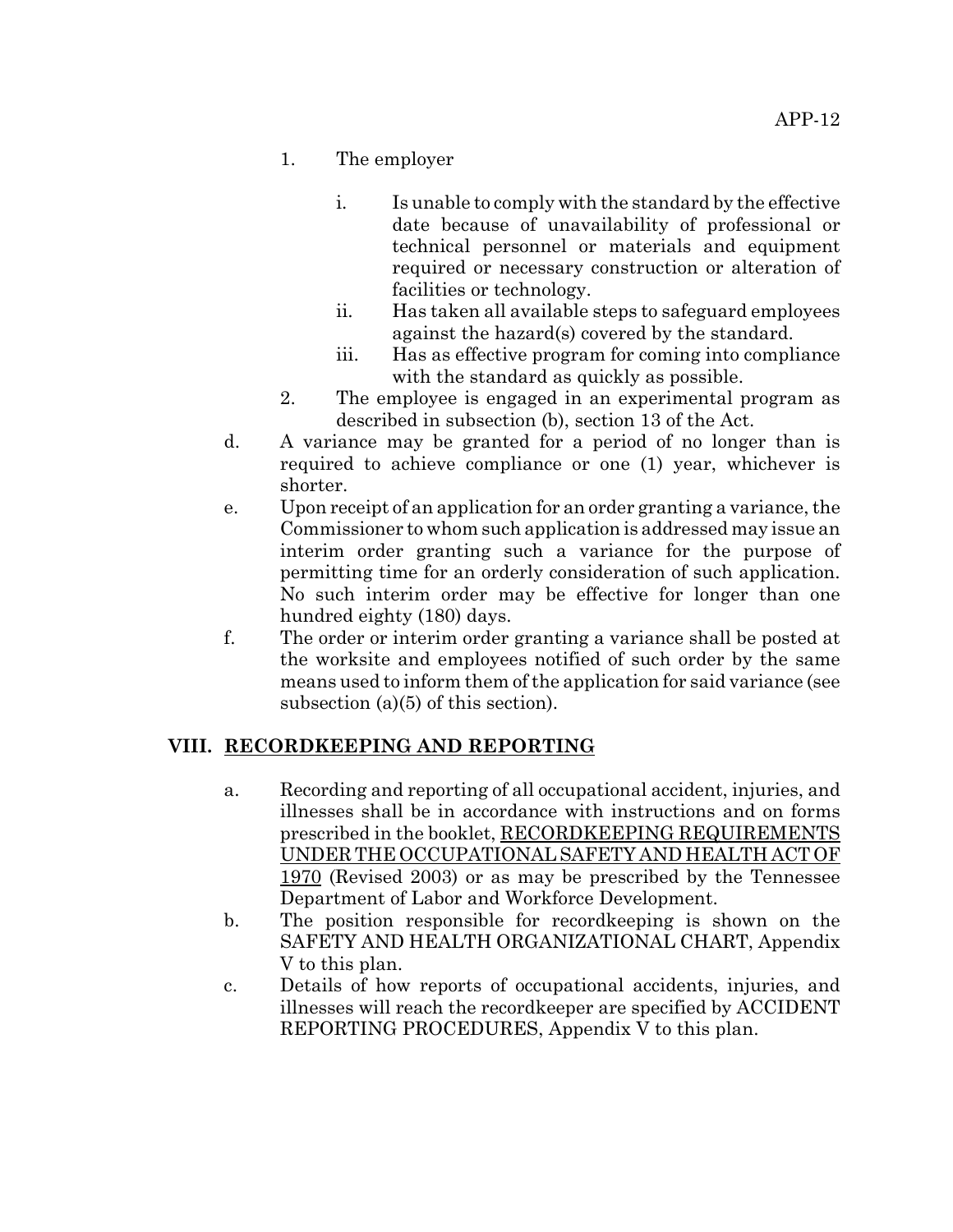1. The employer

    i. Is unable to comply with the standard by the effective date because of unavailability of professional or technical personnel or materials and equipment required or necessary construction or alteration of facilities or technology.

    ii. Has taken all available steps to safeguard employees against the hazard(s) covered by the standard.

    iii. Has as effective program for coming into compliance with the standard as quickly as possible.

2. The employee is engaged in an experimental program as described in subsection (b), section 13 of the Act.

d. A variance may be granted for a period of no longer than is required to achieve compliance or one (1) year, whichever is shorter.

e. Upon receipt of an application for an order granting a variance, the Commissioner to whom such application is addressed may issue an interim order granting such a variance for the purpose of permitting time for an orderly consideration of such application. No such interim order may be effective for longer than one hundred eighty (180) days.

f. The order or interim order granting a variance shall be posted at the worksite and employees notified of such order by the same means used to inform them of the application for said variance (see subsection (a)(5) of this section).

## VIII. RECORDKEEPING AND REPORTING

a. Recording and reporting of all occupational accident, injuries, and illnesses shall be in accordance with instructions and on forms prescribed in the booklet, RECORDKEEPING REQUIREMENTS UNDER THE OCCUPATIONAL SAFETY AND HEALTH ACT OF 1970 (Revised 2003) or as may be prescribed by the Tennessee Department of Labor and Workforce Development.

b. The position responsible for recordkeeping is shown on the SAFETY AND HEALTH ORGANIZATIONAL CHART, Appendix V to this plan.

c. Details of how reports of occupational accidents, injuries, and illnesses will reach the recordkeeper are specified by ACCIDENT REPORTING PROCEDURES, Appendix V to this plan.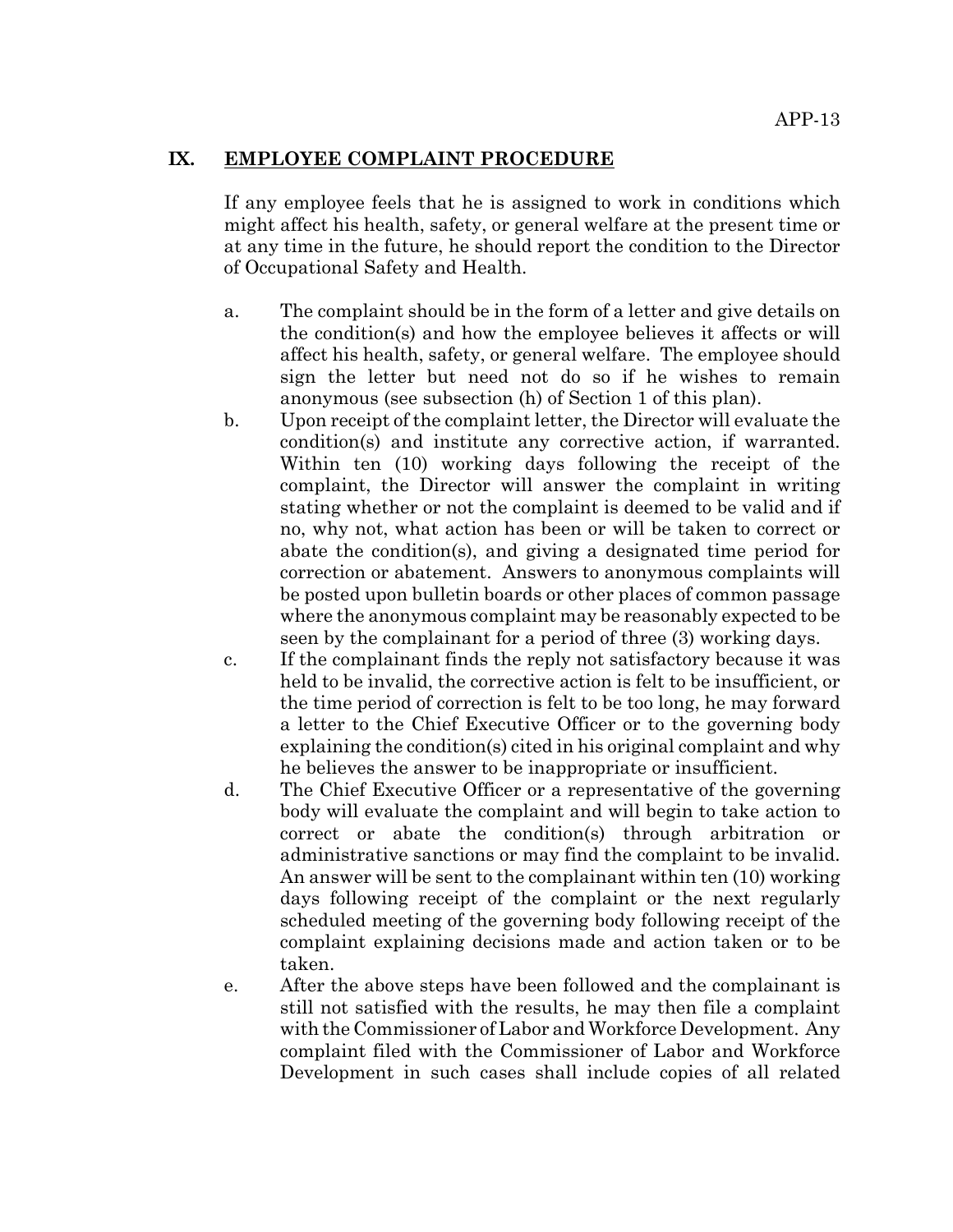## IX. EMPLOYEE COMPLAINT PROCEDURE

If any employee feels that he is assigned to work in conditions which might affect his health, safety, or general welfare at the present time or at any time in the future, he should report the condition to the Director of Occupational Safety and Health.

a. The complaint should be in the form of a letter and give details on the condition(s) and how the employee believes it affects or will affect his health, safety, or general welfare. The employee should sign the letter but need not do so if he wishes to remain anonymous (see subsection (h) of Section 1 of this plan).

b. Upon receipt of the complaint letter, the Director will evaluate the condition(s) and institute any corrective action, if warranted. Within ten (10) working days following the receipt of the complaint, the Director will answer the complaint in writing stating whether or not the complaint is deemed to be valid and if no, why not, what action has been or will be taken to correct or abate the condition(s), and giving a designated time period for correction or abatement. Answers to anonymous complaints will be posted upon bulletin boards or other places of common passage where the anonymous complaint may be reasonably expected to be seen by the complainant for a period of three (3) working days.

c. If the complainant finds the reply not satisfactory because it was held to be invalid, the corrective action is felt to be insufficient, or the time period of correction is felt to be too long, he may forward a letter to the Chief Executive Officer or to the governing body explaining the condition(s) cited in his original complaint and why he believes the answer to be inappropriate or insufficient.

d. The Chief Executive Officer or a representative of the governing body will evaluate the complaint and will begin to take action to correct or abate the condition(s) through arbitration or administrative sanctions or may find the complaint to be invalid. An answer will be sent to the complainant within ten (10) working days following receipt of the complaint or the next regularly scheduled meeting of the governing body following receipt of the complaint explaining decisions made and action taken or to be taken.

e. After the above steps have been followed and the complainant is still not satisfied with the results, he may then file a complaint with the Commissioner of Labor and Workforce Development. Any complaint filed with the Commissioner of Labor and Workforce Development in such cases shall include copies of all related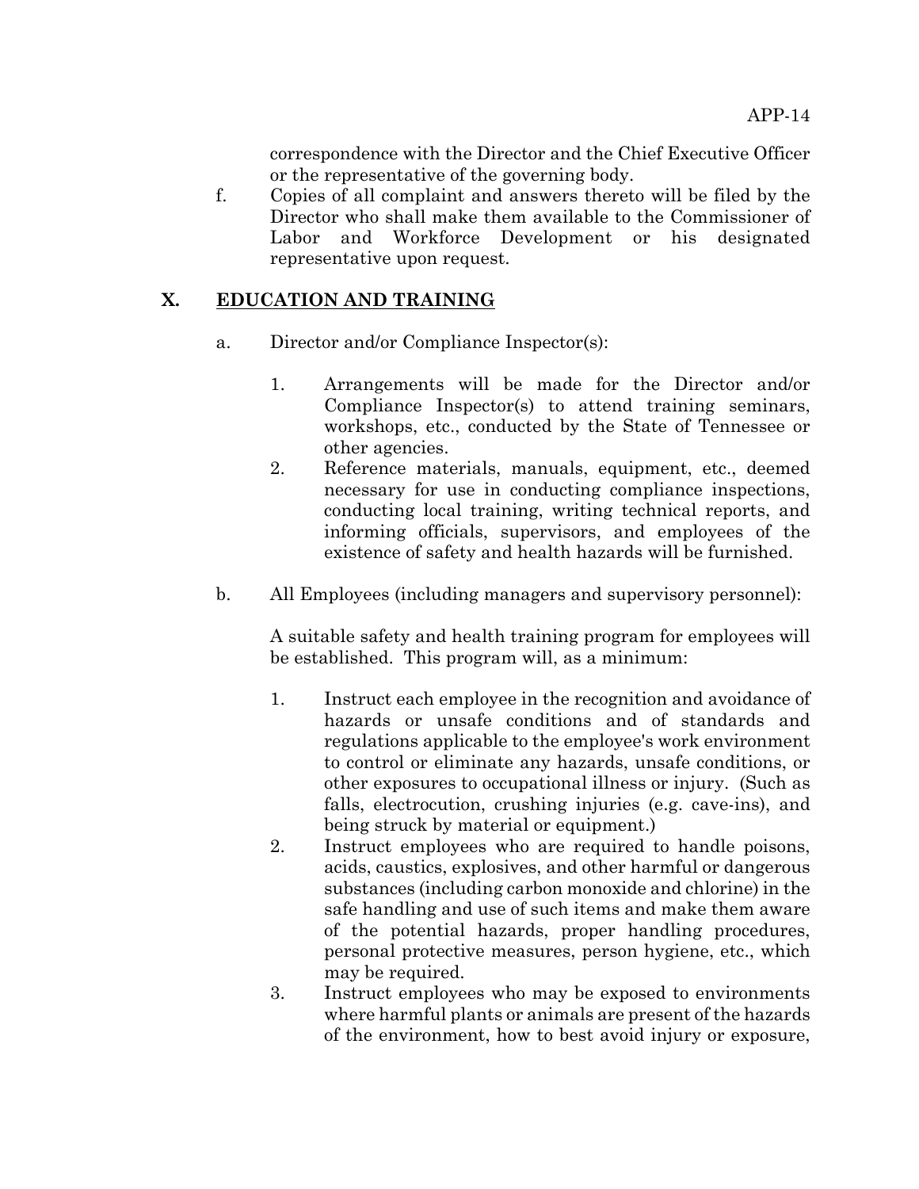correspondence with the Director and the Chief Executive Officer or the representative of the governing body.

f. Copies of all complaint and answers thereto will be filed by the Director who shall make them available to the Commissioner of Labor and Workforce Development or his designated representative upon request.

## X. EDUCATION AND TRAINING

a. Director and/or Compliance Inspector(s):

   1. Arrangements will be made for the Director and/or Compliance Inspector(s) to attend training seminars, workshops, etc., conducted by the State of Tennessee or other agencies.
   2. Reference materials, manuals, equipment, etc., deemed necessary for use in conducting compliance inspections, conducting local training, writing technical reports, and informing officials, supervisors, and employees of the existence of safety and health hazards will be furnished.

b. All Employees (including managers and supervisory personnel):

   A suitable safety and health training program for employees will be established. This program will, as a minimum:

   1. Instruct each employee in the recognition and avoidance of hazards or unsafe conditions and of standards and regulations applicable to the employee's work environment to control or eliminate any hazards, unsafe conditions, or other exposures to occupational illness or injury. (Such as falls, electrocution, crushing injuries (e.g. cave-ins), and being struck by material or equipment.)
   2. Instruct employees who are required to handle poisons, acids, caustics, explosives, and other harmful or dangerous substances (including carbon monoxide and chlorine) in the safe handling and use of such items and make them aware of the potential hazards, proper handling procedures, personal protective measures, person hygiene, etc., which may be required.
   3. Instruct employees who may be exposed to environments where harmful plants or animals are present of the hazards of the environment, how to best avoid injury or exposure,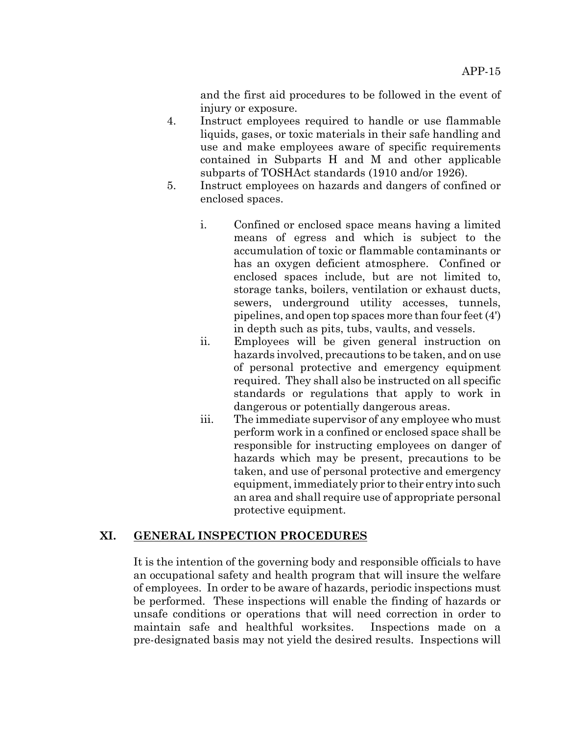and the first aid procedures to be followed in the event of injury or exposure.

4. Instruct employees required to handle or use flammable liquids, gases, or toxic materials in their safe handling and use and make employees aware of specific requirements contained in Subparts H and M and other applicable subparts of TOSHAct standards (1910 and/or 1926).

5. Instruct employees on hazards and dangers of confined or enclosed spaces.

   i. Confined or enclosed space means having a limited means of egress and which is subject to the accumulation of toxic or flammable contaminants or has an oxygen deficient atmosphere. Confined or enclosed spaces include, but are not limited to, storage tanks, boilers, ventilation or exhaust ducts, sewers, underground utility accesses, tunnels, pipelines, and open top spaces more than four feet (4') in depth such as pits, tubs, vaults, and vessels.

   ii. Employees will be given general instruction on hazards involved, precautions to be taken, and on use of personal protective and emergency equipment required. They shall also be instructed on all specific standards or regulations that apply to work in dangerous or potentially dangerous areas.

   iii. The immediate supervisor of any employee who must perform work in a confined or enclosed space shall be responsible for instructing employees on danger of hazards which may be present, precautions to be taken, and use of personal protective and emergency equipment, immediately prior to their entry into such an area and shall require use of appropriate personal protective equipment.

## XI. GENERAL INSPECTION PROCEDURES

It is the intention of the governing body and responsible officials to have an occupational safety and health program that will insure the welfare of employees. In order to be aware of hazards, periodic inspections must be performed. These inspections will enable the finding of hazards or unsafe conditions or operations that will need correction in order to maintain safe and healthful worksites. Inspections made on a pre-designated basis may not yield the desired results. Inspections will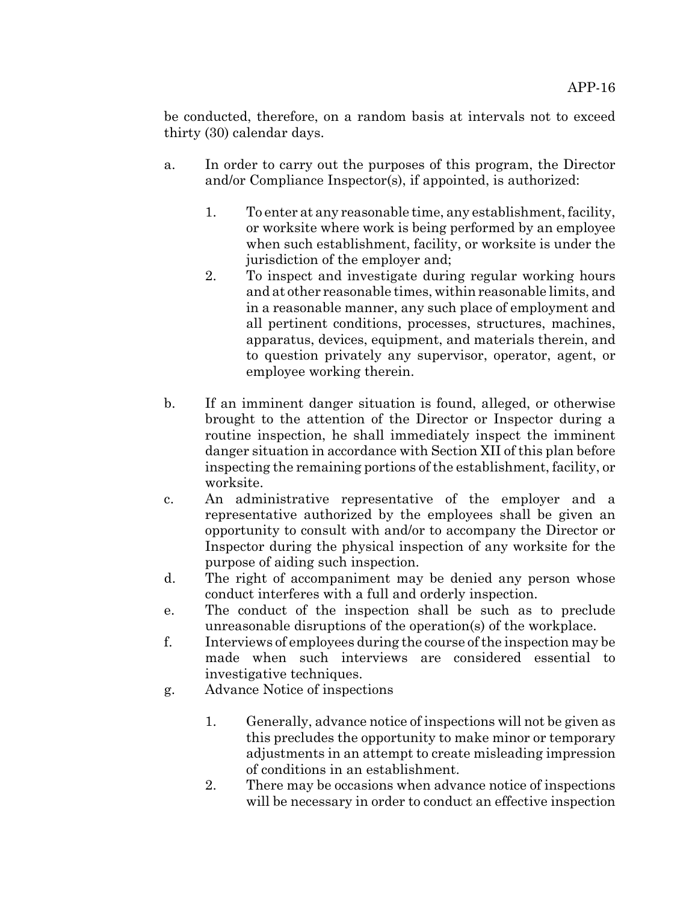be conducted, therefore, on a random basis at intervals not to exceed thirty (30) calendar days.

a. In order to carry out the purposes of this program, the Director and/or Compliance Inspector(s), if appointed, is authorized:

   1. To enter at any reasonable time, any establishment, facility, or worksite where work is being performed by an employee when such establishment, facility, or worksite is under the jurisdiction of the employer and;
   2. To inspect and investigate during regular working hours and at other reasonable times, within reasonable limits, and in a reasonable manner, any such place of employment and all pertinent conditions, processes, structures, machines, apparatus, devices, equipment, and materials therein, and to question privately any supervisor, operator, agent, or employee working therein.

b. If an imminent danger situation is found, alleged, or otherwise brought to the attention of the Director or Inspector during a routine inspection, he shall immediately inspect the imminent danger situation in accordance with Section XII of this plan before inspecting the remaining portions of the establishment, facility, or worksite.

c. An administrative representative of the employer and a representative authorized by the employees shall be given an opportunity to consult with and/or to accompany the Director or Inspector during the physical inspection of any worksite for the purpose of aiding such inspection.

d. The right of accompaniment may be denied any person whose conduct interferes with a full and orderly inspection.

e. The conduct of the inspection shall be such as to preclude unreasonable disruptions of the operation(s) of the workplace.

f. Interviews of employees during the course of the inspection may be made when such interviews are considered essential to investigative techniques.

g. Advance Notice of inspections

   1. Generally, advance notice of inspections will not be given as this precludes the opportunity to make minor or temporary adjustments in an attempt to create misleading impression of conditions in an establishment.
   2. There may be occasions when advance notice of inspections will be necessary in order to conduct an effective inspection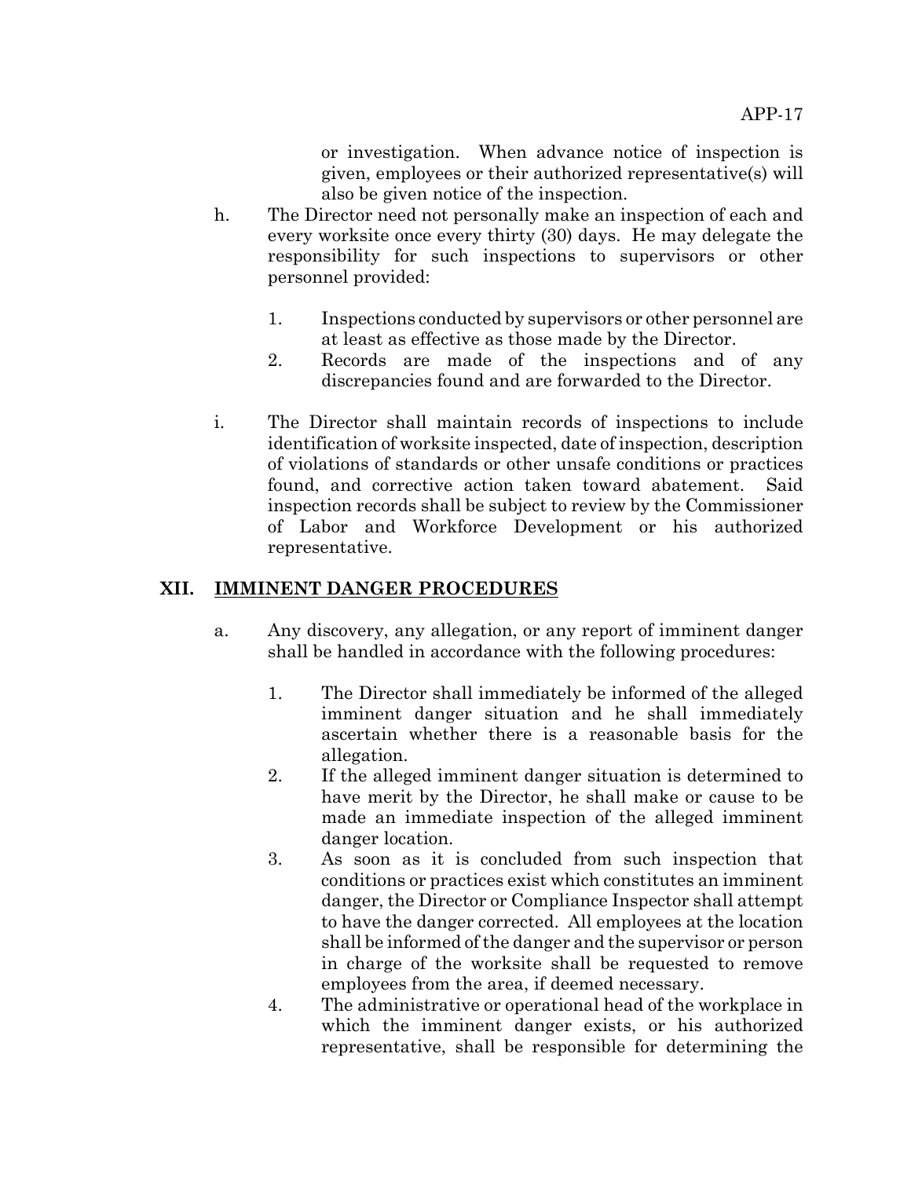or investigation. When advance notice of inspection is given, employees or their authorized representative(s) will also be given notice of the inspection.

h. The Director need not personally make an inspection of each and every worksite once every thirty (30) days. He may delegate the responsibility for such inspections to supervisors or other personnel provided:

   1. Inspections conducted by supervisors or other personnel are at least as effective as those made by the Director.
   2. Records are made of the inspections and of any discrepancies found and are forwarded to the Director.

i. The Director shall maintain records of inspections to include identification of worksite inspected, date of inspection, description of violations of standards or other unsafe conditions or practices found, and corrective action taken toward abatement. Said inspection records shall be subject to review by the Commissioner of Labor and Workforce Development or his authorized representative.

## XII. IMMINENT DANGER PROCEDURES

a. Any discovery, any allegation, or any report of imminent danger shall be handled in accordance with the following procedures:

   1. The Director shall immediately be informed of the alleged imminent danger situation and he shall immediately ascertain whether there is a reasonable basis for the allegation.
   2. If the alleged imminent danger situation is determined to have merit by the Director, he shall make or cause to be made an immediate inspection of the alleged imminent danger location.
   3. As soon as it is concluded from such inspection that conditions or practices exist which constitutes an imminent danger, the Director or Compliance Inspector shall attempt to have the danger corrected. All employees at the location shall be informed of the danger and the supervisor or person in charge of the worksite shall be requested to remove employees from the area, if deemed necessary.
   4. The administrative or operational head of the workplace in which the imminent danger exists, or his authorized representative, shall be responsible for determining the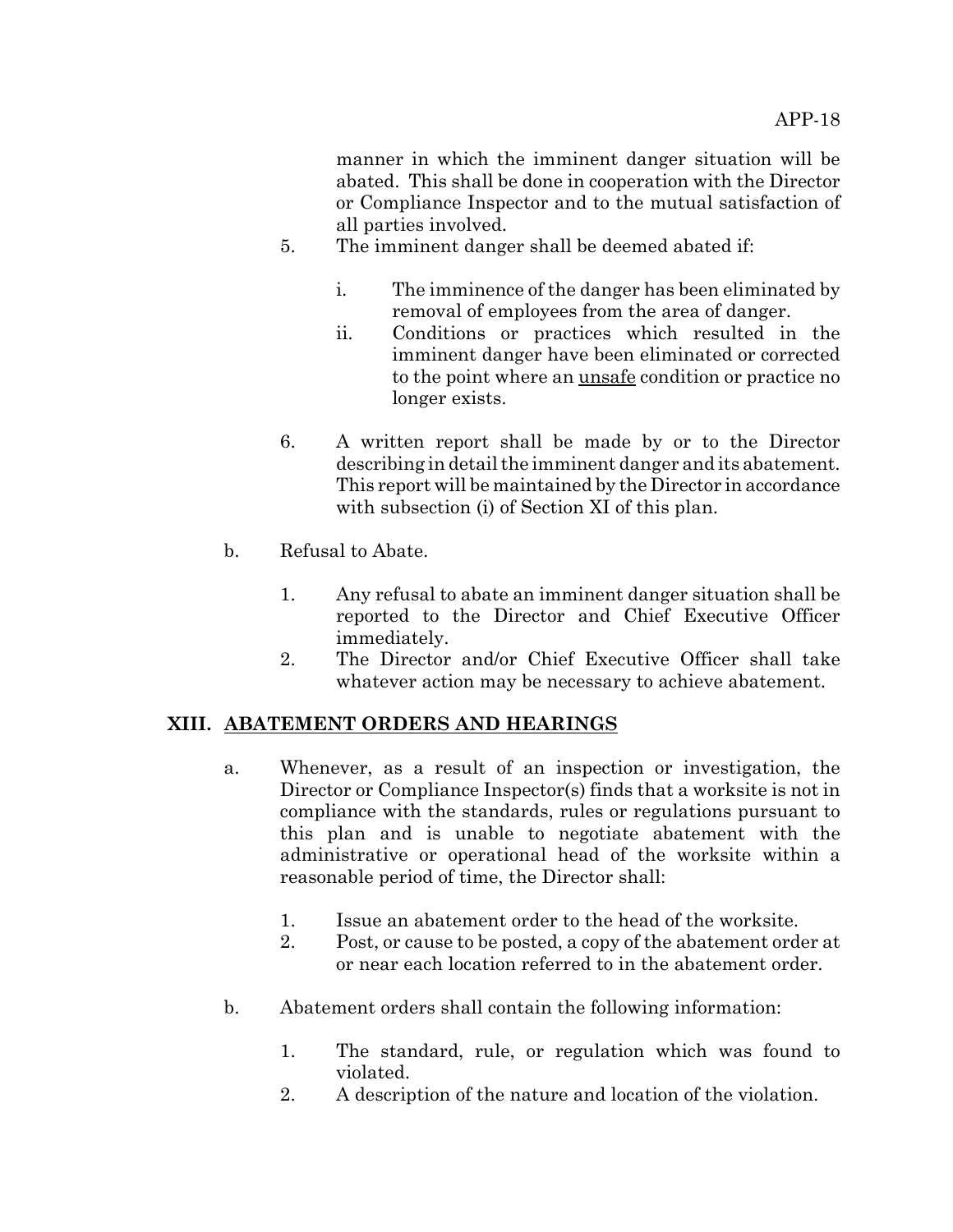manner in which the imminent danger situation will be abated. This shall be done in cooperation with the Director or Compliance Inspector and to the mutual satisfaction of all parties involved.

5. The imminent danger shall be deemed abated if:

    i. The imminence of the danger has been eliminated by removal of employees from the area of danger.
    ii. Conditions or practices which resulted in the imminent danger have been eliminated or corrected to the point where an <u>unsafe</u> condition or practice no longer exists.

6. A written report shall be made by or to the Director describing in detail the imminent danger and its abatement. This report will be maintained by the Director in accordance with subsection (i) of Section XI of this plan.

b. Refusal to Abate.

1. Any refusal to abate an imminent danger situation shall be reported to the Director and Chief Executive Officer immediately.
2. The Director and/or Chief Executive Officer shall take whatever action may be necessary to achieve abatement.

## XIII. <u>ABATEMENT ORDERS AND HEARINGS</u>

a. Whenever, as a result of an inspection or investigation, the Director or Compliance Inspector(s) finds that a worksite is not in compliance with the standards, rules or regulations pursuant to this plan and is unable to negotiate abatement with the administrative or operational head of the worksite within a reasonable period of time, the Director shall:

1. Issue an abatement order to the head of the worksite.
2. Post, or cause to be posted, a copy of the abatement order at or near each location referred to in the abatement order.

b. Abatement orders shall contain the following information:

1. The standard, rule, or regulation which was found to violated.
2. A description of the nature and location of the violation.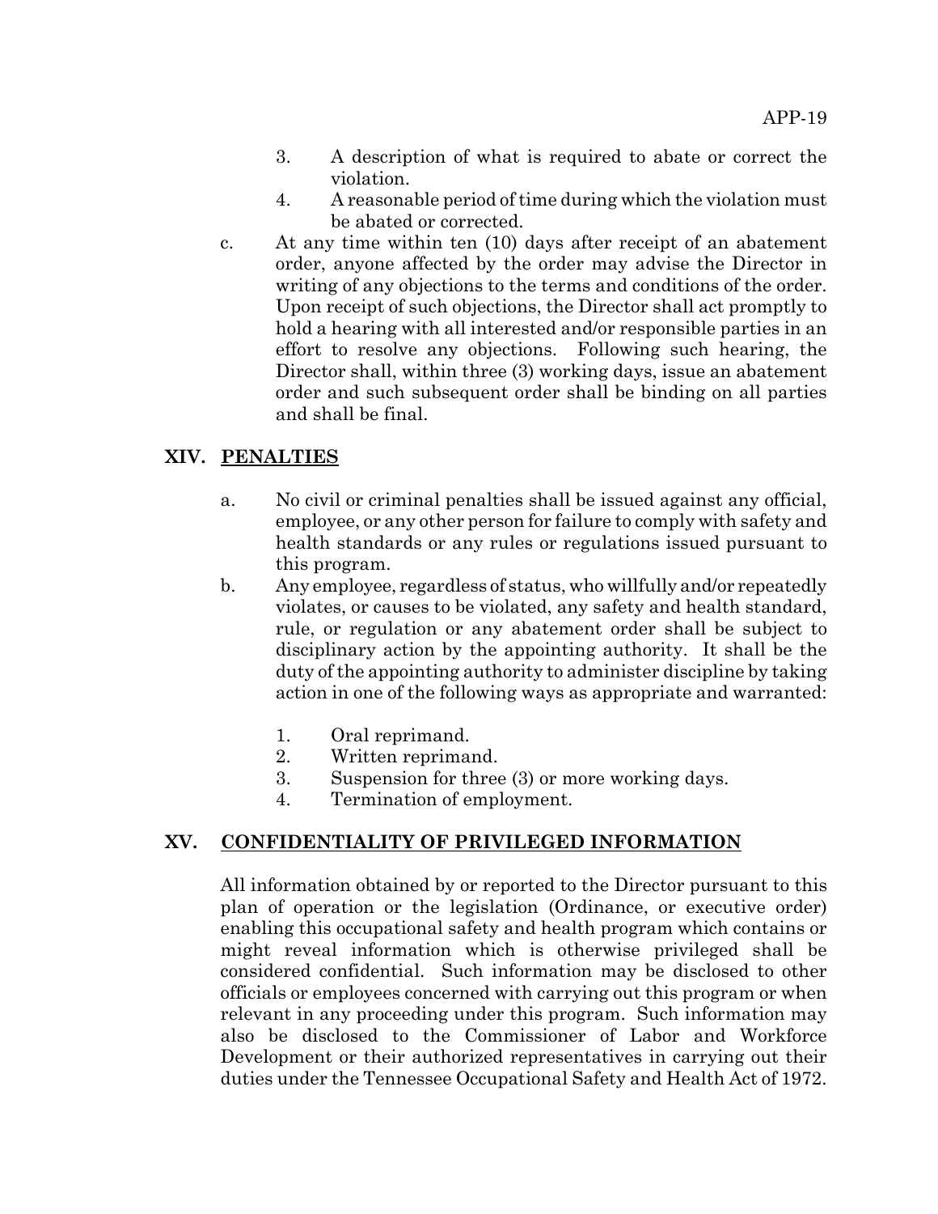3. A description of what is required to abate or correct the violation.
4. A reasonable period of time during which the violation must be abated or corrected.

c. At any time within ten (10) days after receipt of an abatement order, anyone affected by the order may advise the Director in writing of any objections to the terms and conditions of the order. Upon receipt of such objections, the Director shall act promptly to hold a hearing with all interested and/or responsible parties in an effort to resolve any objections. Following such hearing, the Director shall, within three (3) working days, issue an abatement order and such subsequent order shall be binding on all parties and shall be final.

## XIV. <u>PENALTIES</u>

a. No civil or criminal penalties shall be issued against any official, employee, or any other person for failure to comply with safety and health standards or any rules or regulations issued pursuant to this program.

b. Any employee, regardless of status, who willfully and/or repeatedly violates, or causes to be violated, any safety and health standard, rule, or regulation or any abatement order shall be subject to disciplinary action by the appointing authority. It shall be the duty of the appointing authority to administer discipline by taking action in one of the following ways as appropriate and warranted:

1. Oral reprimand.
2. Written reprimand.
3. Suspension for three (3) or more working days.
4. Termination of employment.

## XV. <u>CONFIDENTIALITY OF PRIVILEGED INFORMATION</u>

All information obtained by or reported to the Director pursuant to this plan of operation or the legislation (Ordinance, or executive order) enabling this occupational safety and health program which contains or might reveal information which is otherwise privileged shall be considered confidential. Such information may be disclosed to other officials or employees concerned with carrying out this program or when relevant in any proceeding under this program. Such information may also be disclosed to the Commissioner of Labor and Workforce Development or their authorized representatives in carrying out their duties under the Tennessee Occupational Safety and Health Act of 1972.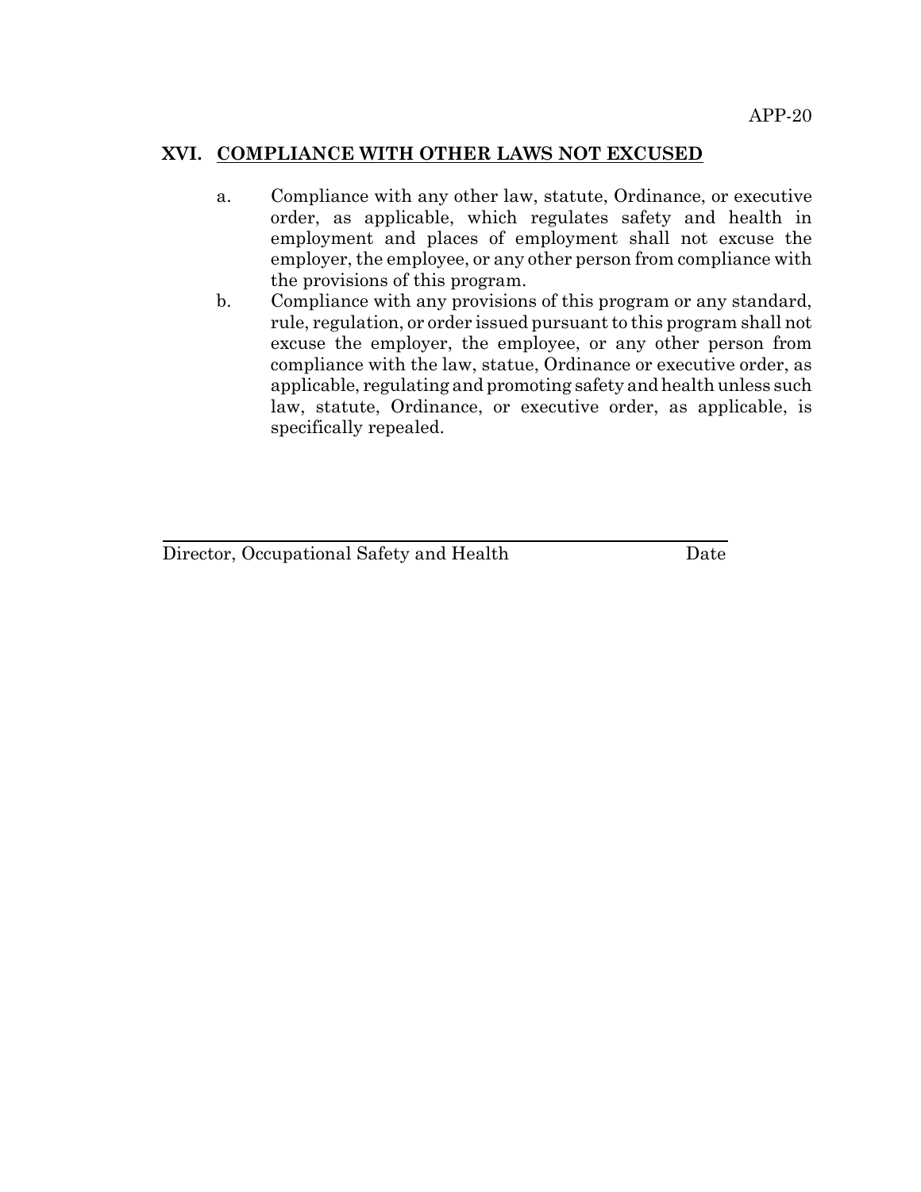## XVI. COMPLIANCE WITH OTHER LAWS NOT EXCUSED

a. Compliance with any other law, statute, Ordinance, or executive order, as applicable, which regulates safety and health in employment and places of employment shall not excuse the employer, the employee, or any other person from compliance with the provisions of this program.

b. Compliance with any provisions of this program or any standard, rule, regulation, or order issued pursuant to this program shall not excuse the employer, the employee, or any other person from compliance with the law, statue, Ordinance or executive order, as applicable, regulating and promoting safety and health unless such law, statute, Ordinance, or executive order, as applicable, is specifically repealed.

\_\_\_\_\_\_\_\_\_\_\_\_\_\_\_\_\_\_\_\_\_\_\_\_\_\_\_\_\_\_\_\_\_\_\_\_\_\_\_\_\_\_\_\_\_\_\_\_\_\_\_\_\_\_

Director, Occupational Safety and Health                                        Date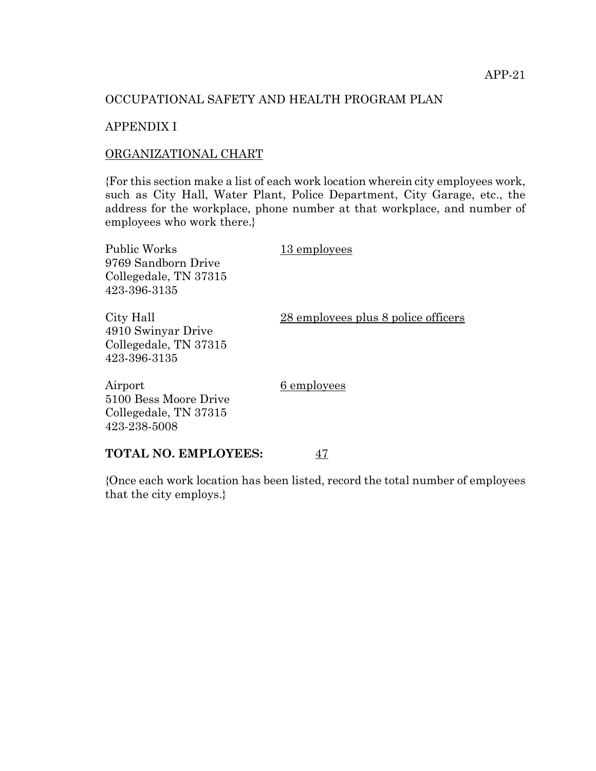OCCUPATIONAL SAFETY AND HEALTH PROGRAM PLAN

APPENDIX I

ORGANIZATIONAL CHART

{For this section make a list of each work location wherein city employees work, such as City Hall, Water Plant, Police Department, City Garage, etc., the address for the workplace, phone number at that workplace, and number of employees who work there.}

Public Works — 13 employees  
9769 Sandborn Drive  
Collegedale, TN 37315  
423-396-3135

City Hall — 28 employees plus 8 police officers  
4910 Swinyar Drive  
Collegedale, TN 37315  
423-396-3135

Airport — 6 employees  
5100 Bess Moore Drive  
Collegedale, TN 37315  
423-238-5008

**TOTAL NO. EMPLOYEES:** 47

{Once each work location has been listed, record the total number of employees that the city employs.}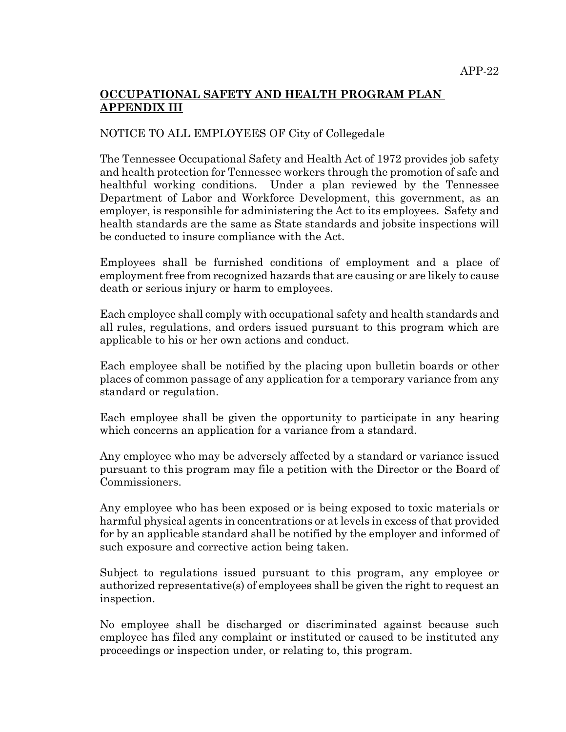**OCCUPATIONAL SAFETY AND HEALTH PROGRAM PLAN APPENDIX III**

NOTICE TO ALL EMPLOYEES OF City of Collegedale

The Tennessee Occupational Safety and Health Act of 1972 provides job safety and health protection for Tennessee workers through the promotion of safe and healthful working conditions. Under a plan reviewed by the Tennessee Department of Labor and Workforce Development, this government, as an employer, is responsible for administering the Act to its employees. Safety and health standards are the same as State standards and jobsite inspections will be conducted to insure compliance with the Act.

Employees shall be furnished conditions of employment and a place of employment free from recognized hazards that are causing or are likely to cause death or serious injury or harm to employees.

Each employee shall comply with occupational safety and health standards and all rules, regulations, and orders issued pursuant to this program which are applicable to his or her own actions and conduct.

Each employee shall be notified by the placing upon bulletin boards or other places of common passage of any application for a temporary variance from any standard or regulation.

Each employee shall be given the opportunity to participate in any hearing which concerns an application for a variance from a standard.

Any employee who may be adversely affected by a standard or variance issued pursuant to this program may file a petition with the Director or the Board of Commissioners.

Any employee who has been exposed or is being exposed to toxic materials or harmful physical agents in concentrations or at levels in excess of that provided for by an applicable standard shall be notified by the employer and informed of such exposure and corrective action being taken.

Subject to regulations issued pursuant to this program, any employee or authorized representative(s) of employees shall be given the right to request an inspection.

No employee shall be discharged or discriminated against because such employee has filed any complaint or instituted or caused to be instituted any proceedings or inspection under, or relating to, this program.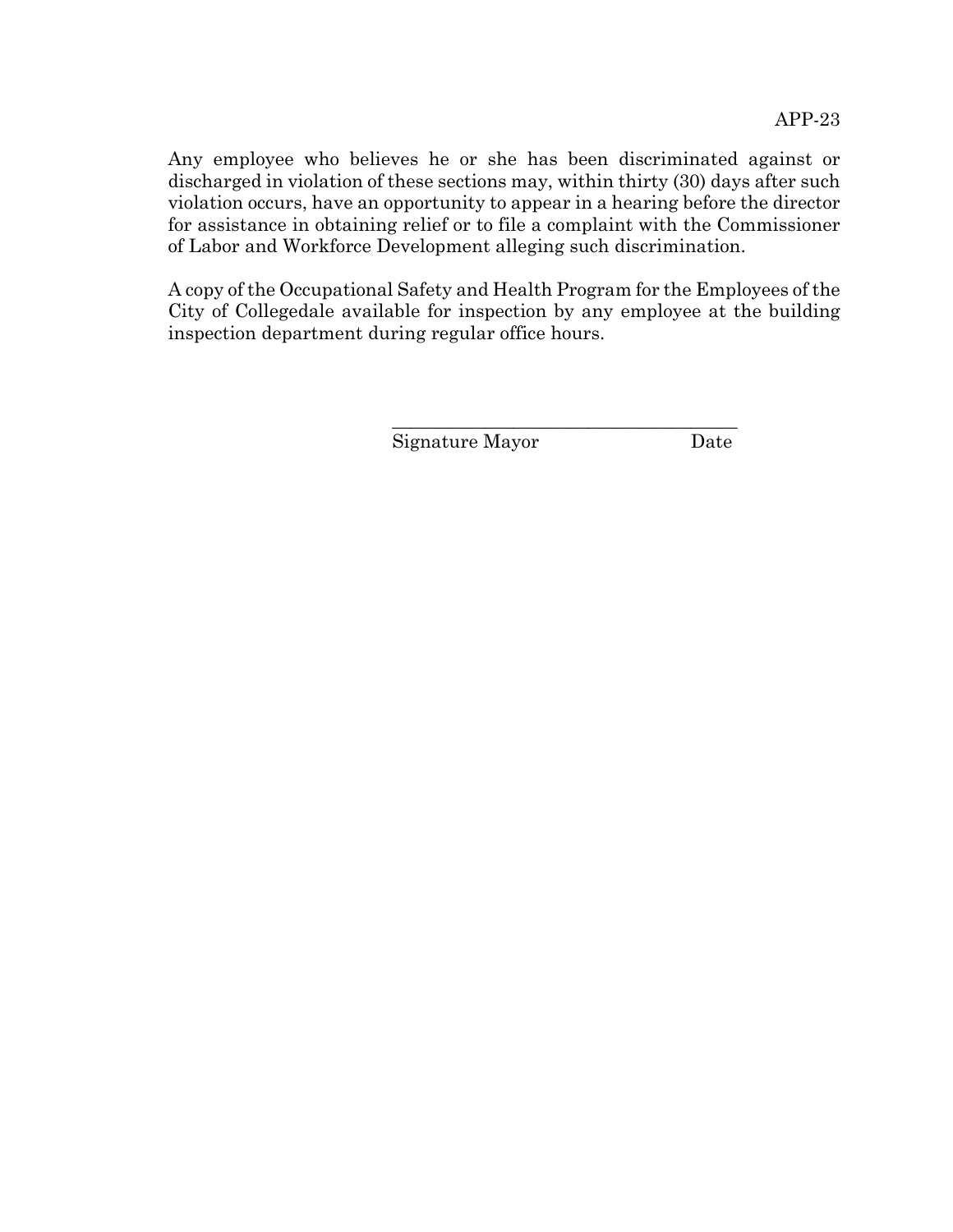Any employee who believes he or she has been discriminated against or discharged in violation of these sections may, within thirty (30) days after such violation occurs, have an opportunity to appear in a hearing before the director for assistance in obtaining relief or to file a complaint with the Commissioner of Labor and Workforce Development alleging such discrimination.

A copy of the Occupational Safety and Health Program for the Employees of the City of Collegedale available for inspection by any employee at the building inspection department during regular office hours.

\_\_\_\_\_\_\_\_\_\_\_\_\_\_\_\_\_\_\_\_\_\_\_\_\_\_\_\_\_\_\_\_\_\_\_\_\_\_

Signature Mayor                                        Date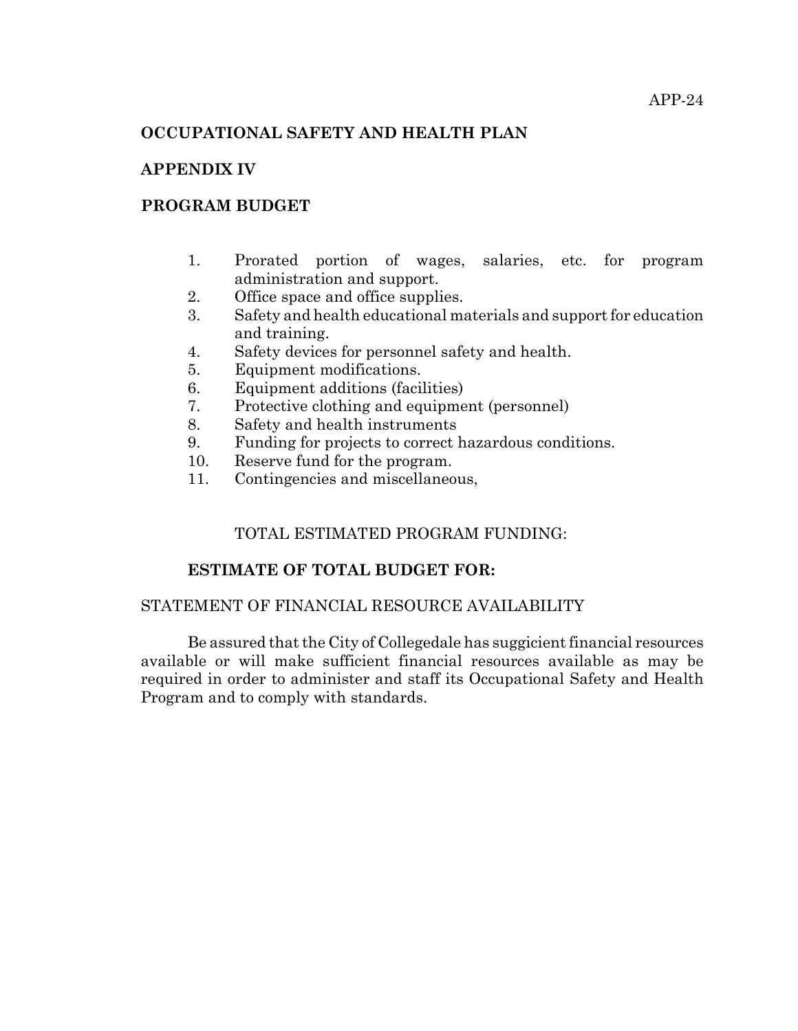## OCCUPATIONAL SAFETY AND HEALTH PLAN

## APPENDIX IV

## PROGRAM BUDGET

1. Prorated portion of wages, salaries, etc. for program administration and support.
2. Office space and office supplies.
3. Safety and health educational materials and support for education and training.
4. Safety devices for personnel safety and health.
5. Equipment modifications.
6. Equipment additions (facilities)
7. Protective clothing and equipment (personnel)
8. Safety and health instruments
9. Funding for projects to correct hazardous conditions.
10. Reserve fund for the program.
11. Contingencies and miscellaneous,

TOTAL ESTIMATED PROGRAM FUNDING:

**ESTIMATE OF TOTAL BUDGET FOR:**

STATEMENT OF FINANCIAL RESOURCE AVAILABILITY

Be assured that the City of Collegedale has suggicient financial resources available or will make sufficient financial resources available as may be required in order to administer and staff its Occupational Safety and Health Program and to comply with standards.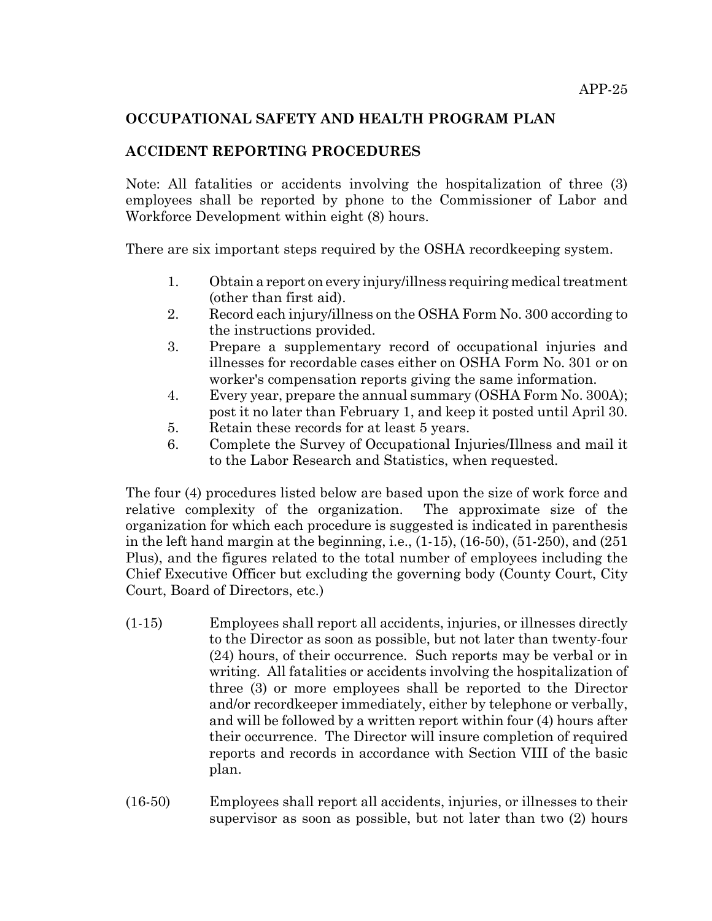## OCCUPATIONAL SAFETY AND HEALTH PROGRAM PLAN

## ACCIDENT REPORTING PROCEDURES

Note: All fatalities or accidents involving the hospitalization of three (3) employees shall be reported by phone to the Commissioner of Labor and Workforce Development within eight (8) hours.

There are six important steps required by the OSHA recordkeeping system.

1. Obtain a report on every injury/illness requiring medical treatment (other than first aid).
2. Record each injury/illness on the OSHA Form No. 300 according to the instructions provided.
3. Prepare a supplementary record of occupational injuries and illnesses for recordable cases either on OSHA Form No. 301 or on worker's compensation reports giving the same information.
4. Every year, prepare the annual summary (OSHA Form No. 300A); post it no later than February 1, and keep it posted until April 30.
5. Retain these records for at least 5 years.
6. Complete the Survey of Occupational Injuries/Illness and mail it to the Labor Research and Statistics, when requested.

The four (4) procedures listed below are based upon the size of work force and relative complexity of the organization. The approximate size of the organization for which each procedure is suggested is indicated in parenthesis in the left hand margin at the beginning, i.e., (1-15), (16-50), (51-250), and (251 Plus), and the figures related to the total number of employees including the Chief Executive Officer but excluding the governing body (County Court, City Court, Board of Directors, etc.)

(1-15) Employees shall report all accidents, injuries, or illnesses directly to the Director as soon as possible, but not later than twenty-four (24) hours, of their occurrence. Such reports may be verbal or in writing. All fatalities or accidents involving the hospitalization of three (3) or more employees shall be reported to the Director and/or recordkeeper immediately, either by telephone or verbally, and will be followed by a written report within four (4) hours after their occurrence. The Director will insure completion of required reports and records in accordance with Section VIII of the basic plan.

(16-50) Employees shall report all accidents, injuries, or illnesses to their supervisor as soon as possible, but not later than two (2) hours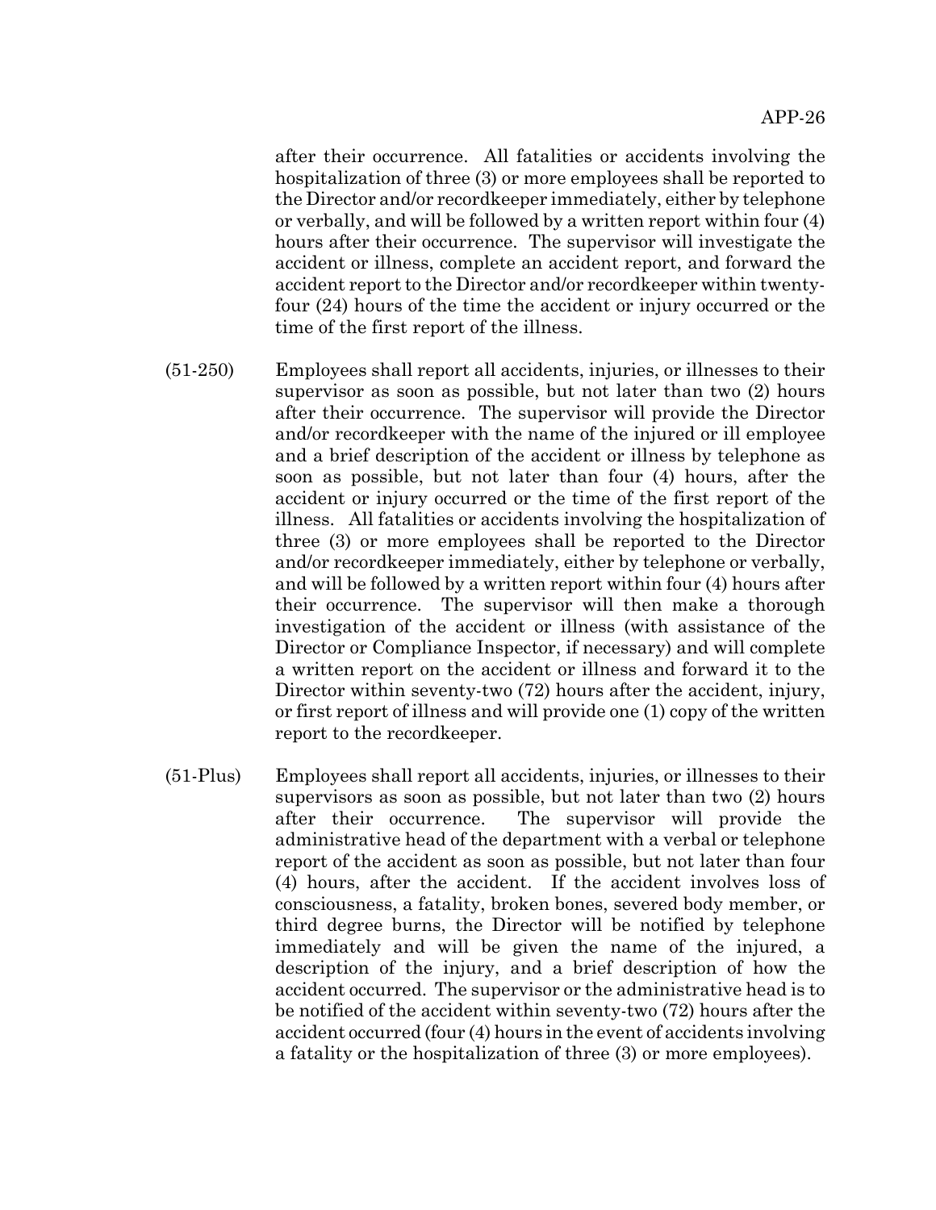after their occurrence. All fatalities or accidents involving the hospitalization of three (3) or more employees shall be reported to the Director and/or recordkeeper immediately, either by telephone or verbally, and will be followed by a written report within four (4) hours after their occurrence. The supervisor will investigate the accident or illness, complete an accident report, and forward the accident report to the Director and/or recordkeeper within twenty-four (24) hours of the time the accident or injury occurred or the time of the first report of the illness.

(51-250) Employees shall report all accidents, injuries, or illnesses to their supervisor as soon as possible, but not later than two (2) hours after their occurrence. The supervisor will provide the Director and/or recordkeeper with the name of the injured or ill employee and a brief description of the accident or illness by telephone as soon as possible, but not later than four (4) hours, after the accident or injury occurred or the time of the first report of the illness. All fatalities or accidents involving the hospitalization of three (3) or more employees shall be reported to the Director and/or recordkeeper immediately, either by telephone or verbally, and will be followed by a written report within four (4) hours after their occurrence. The supervisor will then make a thorough investigation of the accident or illness (with assistance of the Director or Compliance Inspector, if necessary) and will complete a written report on the accident or illness and forward it to the Director within seventy-two (72) hours after the accident, injury, or first report of illness and will provide one (1) copy of the written report to the recordkeeper.

(51-Plus) Employees shall report all accidents, injuries, or illnesses to their supervisors as soon as possible, but not later than two (2) hours after their occurrence. The supervisor will provide the administrative head of the department with a verbal or telephone report of the accident as soon as possible, but not later than four (4) hours, after the accident. If the accident involves loss of consciousness, a fatality, broken bones, severed body member, or third degree burns, the Director will be notified by telephone immediately and will be given the name of the injured, a description of the injury, and a brief description of how the accident occurred. The supervisor or the administrative head is to be notified of the accident within seventy-two (72) hours after the accident occurred (four (4) hours in the event of accidents involving a fatality or the hospitalization of three (3) or more employees).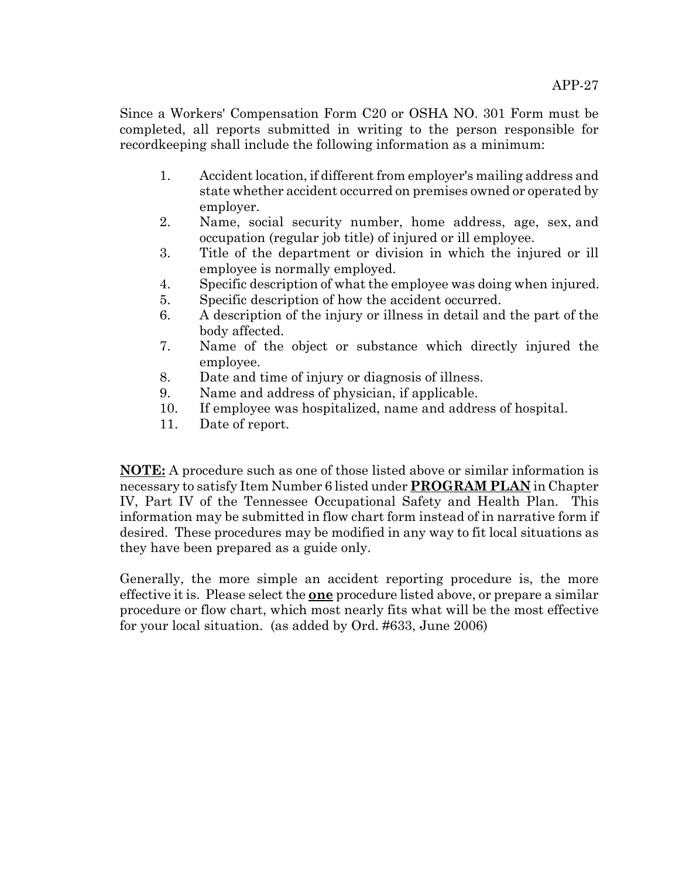Since a Workers' Compensation Form C20 or OSHA NO. 301 Form must be completed, all reports submitted in writing to the person responsible for recordkeeping shall include the following information as a minimum:

1. Accident location, if different from employer's mailing address and state whether accident occurred on premises owned or operated by employer.
2. Name, social security number, home address, age, sex, and occupation (regular job title) of injured or ill employee.
3. Title of the department or division in which the injured or ill employee is normally employed.
4. Specific description of what the employee was doing when injured.
5. Specific description of how the accident occurred.
6. A description of the injury or illness in detail and the part of the body affected.
7. Name of the object or substance which directly injured the employee.
8. Date and time of injury or diagnosis of illness.
9. Name and address of physician, if applicable.
10. If employee was hospitalized, name and address of hospital.
11. Date of report.

**NOTE:** A procedure such as one of those listed above or similar information is necessary to satisfy Item Number 6 listed under **PROGRAM PLAN** in Chapter IV, Part IV of the Tennessee Occupational Safety and Health Plan. This information may be submitted in flow chart form instead of in narrative form if desired. These procedures may be modified in any way to fit local situations as they have been prepared as a guide only.

Generally, the more simple an accident reporting procedure is, the more effective it is. Please select the **one** procedure listed above, or prepare a similar procedure or flow chart, which most nearly fits what will be the most effective for your local situation. (as added by Ord. #633, June 2006)